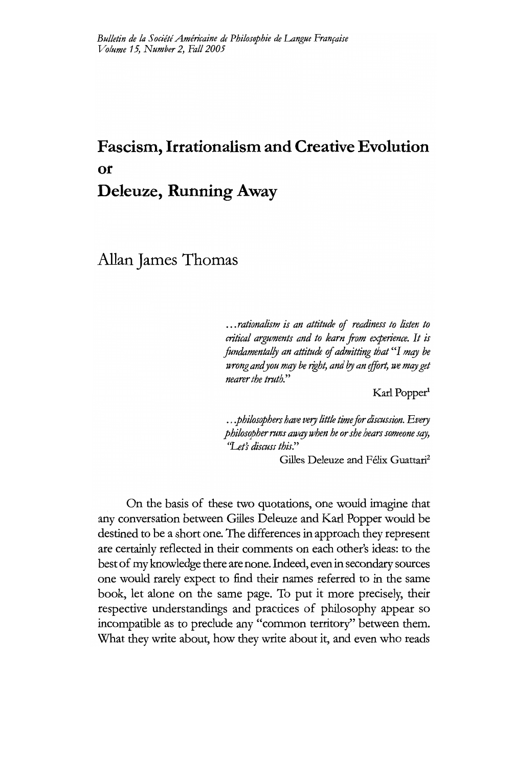# Fascism, Irrationalism and Creative Evolution or Deleuze, Running Away

Allan James Thomas

> *...rationalism is an attitude of readiness to listen to critical arguments and to learn from experience. It is fundamentally an attitude of admitting that "I may be wrong and you may be right, and by an effort, we may get nearer the truth."*
>
> Karl Popper[1]

> *...philosophers have very little time for discussion. Every philosopher runs away when he or she hears someone say, "Let's discuss this."*
>
> Gilles Deleuze and Félix Guattari[2]

On the basis of these two quotations, one would imagine that any conversation between Gilles Deleuze and Karl Popper would be destined to be a short one. The differences in approach they represent are certainly reflected in their comments on each other's ideas: to the best of my knowledge there are none. Indeed, even in secondary sources one would rarely expect to find their names referred to in the same book, let alone on the same page. To put it more precisely, their respective understandings and practices of philosophy appear so incompatible as to preclude any "common territory" between them. What they write about, how they write about it, and even who reads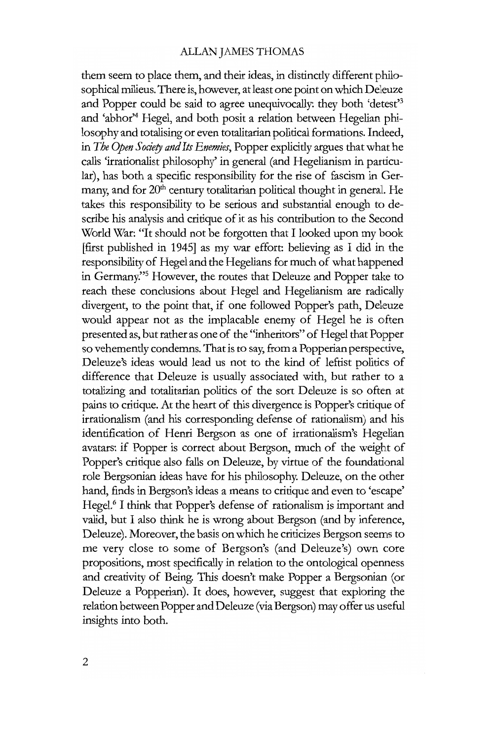them seem to place them, and their ideas, in distinctly different philosophical milieus. There is, however, at least one point on which Deleuze and Popper could be said to agree unequivocally: they both 'detest'[3] and 'abhor'[4] Hegel, and both posit a relation between Hegelian philosophy and totalising or even totalitarian political formations. Indeed, in *The Open Society and Its Enemies*, Popper explicitly argues that what he calls 'irrationalist philosophy' in general (and Hegelianism in particular), has both a specific responsibility for the rise of fascism in Germany, and for 20th century totalitarian political thought in general. He takes this responsibility to be serious and substantial enough to describe his analysis and critique of it as his contribution to the Second World War: "It should not be forgotten that I looked upon my book [first published in 1945] as my war effort: believing as I did in the responsibility of Hegel and the Hegelians for much of what happened in Germany."[5] However, the routes that Deleuze and Popper take to reach these conclusions about Hegel and Hegelianism are radically divergent, to the point that, if one followed Popper's path, Deleuze would appear not as the implacable enemy of Hegel he is often presented as, but rather as one of the "inheritors" of Hegel that Popper so vehemently condemns. That is to say, from a Popperian perspective, Deleuze's ideas would lead us not to the kind of leftist politics of difference that Deleuze is usually associated with, but rather to a totalizing and totalitarian politics of the sort Deleuze is so often at pains to critique. At the heart of this divergence is Popper's critique of irrationalism (and his corresponding defense of rationalism) and his identification of Henri Bergson as one of irrationalism's Hegelian avatars: if Popper is correct about Bergson, much of the weight of Popper's critique also falls on Deleuze, by virtue of the foundational role Bergsonian ideas have for his philosophy. Deleuze, on the other hand, finds in Bergson's ideas a means to critique and even to 'escape' Hegel.[6] I think that Popper's defense of rationalism is important and valid, but I also think he is wrong about Bergson (and by inference, Deleuze). Moreover, the basis on which he criticizes Bergson seems to me very close to some of Bergson's (and Deleuze's) own core propositions, most specifically in relation to the ontological openness and creativity of Being. This doesn't make Popper a Bergsonian (or Deleuze a Popperian). It does, however, suggest that exploring the relation between Popper and Deleuze (via Bergson) may offer us useful insights into both.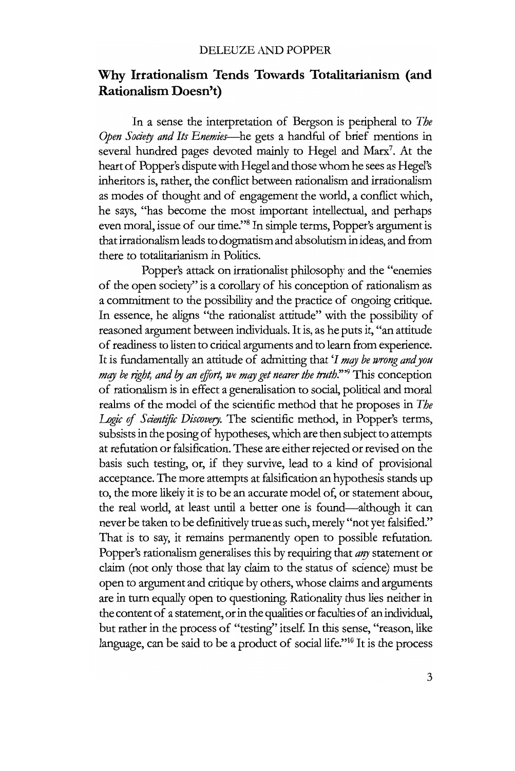## Why Irrationalism Tends Towards Totalitarianism (and Rationalism Doesn't)

In a sense the interpretation of Bergson is peripheral to *The Open Society and Its Enemies*—he gets a handful of brief mentions in several hundred pages devoted mainly to Hegel and Marx[7]. At the heart of Popper's dispute with Hegel and those whom he sees as Hegel's inheritors is, rather, the conflict between rationalism and irrationalism as modes of thought and of engagement the world, a conflict which, he says, "has become the most important intellectual, and perhaps even moral, issue of our time."[8] In simple terms, Popper's argument is that irrationalism leads to dogmatism and absolutism in ideas, and from there to totalitarianism in Politics.

Popper's attack on irrationalist philosophy and the "enemies of the open society" is a corollary of his conception of rationalism as a commitment to the possibility and the practice of ongoing critique. In essence, he aligns "the rationalist attitude" with the possibility of reasoned argument between individuals. It is, as he puts it, "an attitude of readiness to listen to critical arguments and to learn from experience. It is fundamentally an attitude of admitting that '*I may be wrong and you may be right, and by an effort, we may get nearer the truth*.'"[9] This conception of rationalism is in effect a generalisation to social, political and moral realms of the model of the scientific method that he proposes in *The Logic of Scientific Discovery*. The scientific method, in Popper's terms, subsists in the posing of hypotheses, which are then subject to attempts at refutation or falsification. These are either rejected or revised on the basis such testing, or, if they survive, lead to a kind of provisional acceptance. The more attempts at falsification an hypothesis stands up to, the more likely it is to be an accurate model of, or statement about, the real world, at least until a better one is found—although it can never be taken to be definitively true as such, merely "not yet falsified." That is to say, it remains permanently open to possible refutation. Popper's rationalism generalises this by requiring that *any* statement or claim (not only those that lay claim to the status of science) must be open to argument and critique by others, whose claims and arguments are in turn equally open to questioning. Rationality thus lies neither in the content of a statement, or in the qualities or faculties of an individual, but rather in the process of "testing" itself. In this sense, "reason, like language, can be said to be a product of social life."[10] It is the process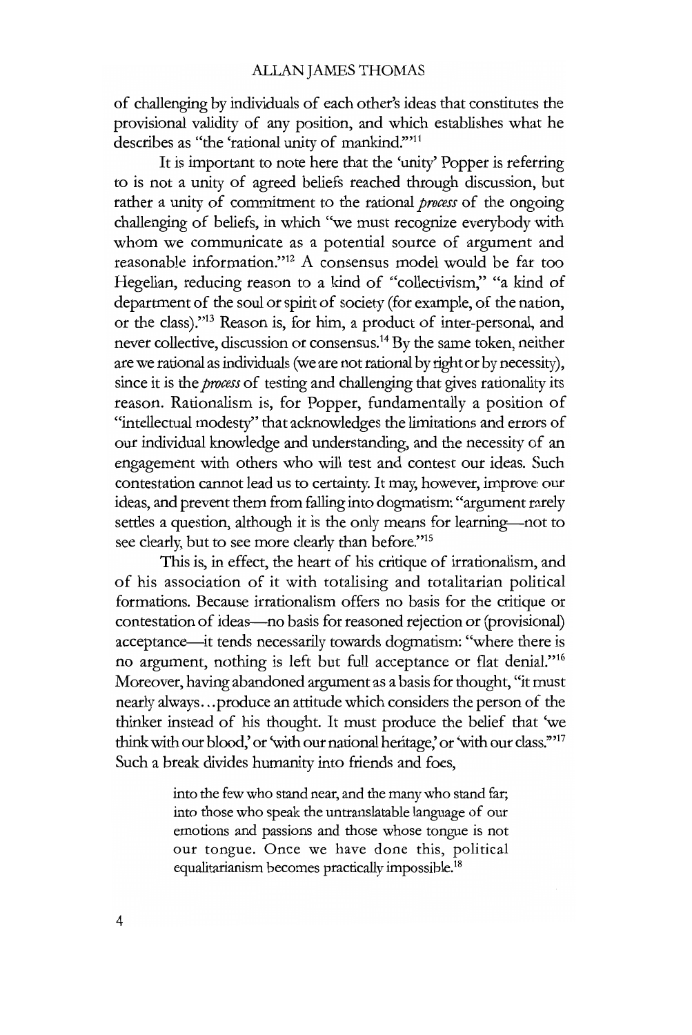of challenging by individuals of each other's ideas that constitutes the provisional validity of any position, and which establishes what he describes as "the 'rational unity of mankind.'"[11]

It is important to note here that the 'unity' Popper is referring to is not a unity of agreed beliefs reached through discussion, but rather a unity of commitment to the rational *process* of the ongoing challenging of beliefs, in which "we must recognize everybody with whom we communicate as a potential source of argument and reasonable information."[12] A consensus model would be far too Hegelian, reducing reason to a kind of "collectivism," "a kind of department of the soul or spirit of society (for example, of the nation, or the class)."[13] Reason is, for him, a product of inter-personal, and never collective, discussion or consensus.[14] By the same token, neither are we rational as individuals (we are not rational by right or by necessity), since it is the *process* of testing and challenging that gives rationality its reason. Rationalism is, for Popper, fundamentally a position of "intellectual modesty" that acknowledges the limitations and errors of our individual knowledge and understanding, and the necessity of an engagement with others who will test and contest our ideas. Such contestation cannot lead us to certainty. It may, however, improve our ideas, and prevent them from falling into dogmatism: "argument rarely settles a question, although it is the only means for learning—not to see clearly, but to see more clearly than before."[15]

This is, in effect, the heart of his critique of irrationalism, and of his association of it with totalising and totalitarian political formations. Because irrationalism offers no basis for the critique or contestation of ideas—no basis for reasoned rejection or (provisional) acceptance—it tends necessarily towards dogmatism: "where there is no argument, nothing is left but full acceptance or flat denial."[16] Moreover, having abandoned argument as a basis for thought, "it must nearly always…produce an attitude which considers the person of the thinker instead of his thought. It must produce the belief that 'we think with our blood,' or 'with our national heritage,' or 'with our class.'"[17] Such a break divides humanity into friends and foes,

> into the few who stand near, and the many who stand far; into those who speak the untranslatable language of our emotions and passions and those whose tongue is not our tongue. Once we have done this, political equalitarianism becomes practically impossible.[18]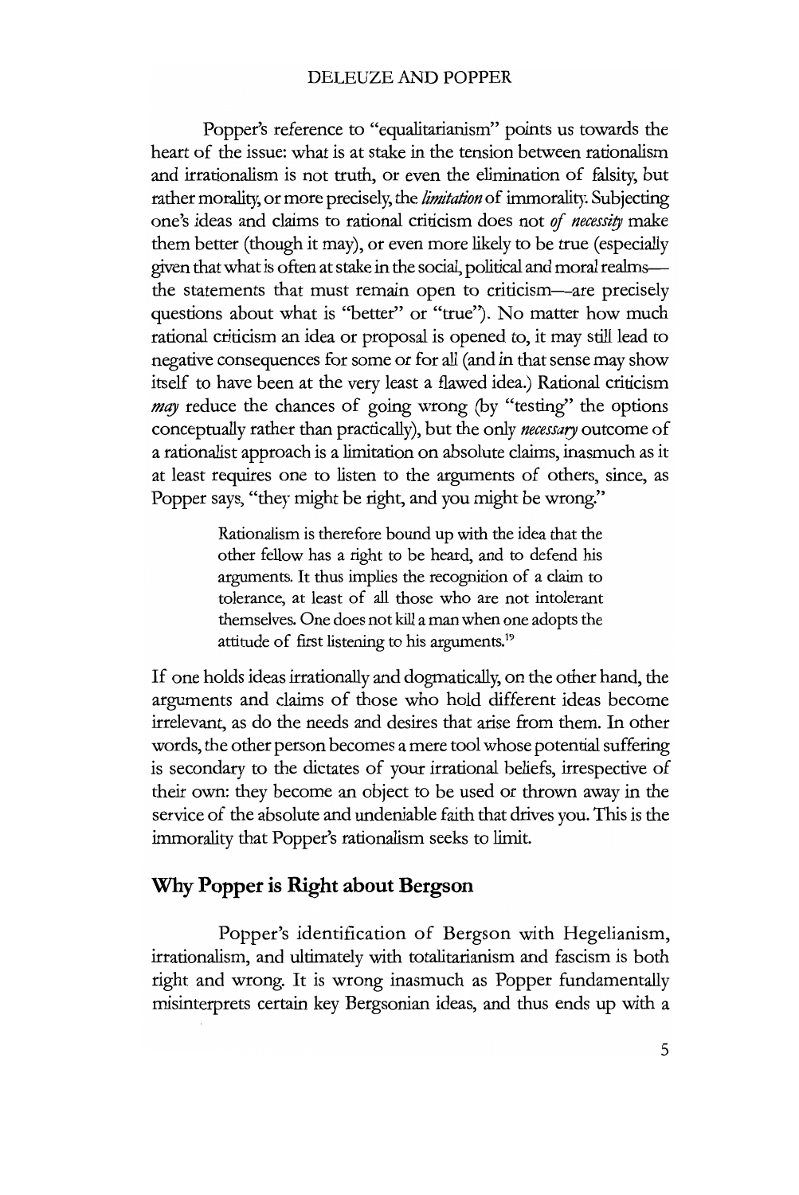Popper's reference to "equalitarianism" points us towards the heart of the issue: what is at stake in the tension between rationalism and irrationalism is not truth, or even the elimination of falsity, but rather morality, or more precisely, the *limitation* of immorality. Subjecting one's ideas and claims to rational criticism does not *of necessity* make them better (though it may), or even more likely to be true (especially given that what is often at stake in the social, political and moral realms—the statements that must remain open to criticism—are precisely questions about what is "better" or "true"). No matter how much rational criticism an idea or proposal is opened to, it may still lead to negative consequences for some or for all (and in that sense may show itself to have been at the very least a flawed idea.) Rational criticism *may* reduce the chances of going wrong (by "testing" the options conceptually rather than practically), but the only *necessary* outcome of a rationalist approach is a limitation on absolute claims, inasmuch as it at least requires one to listen to the arguments of others, since, as Popper says, "they might be right, and you might be wrong."

> Rationalism is therefore bound up with the idea that the other fellow has a right to be heard, and to defend his arguments. It thus implies the recognition of a claim to tolerance, at least of all those who are not intolerant themselves. One does not kill a man when one adopts the attitude of first listening to his arguments.[19]

If one holds ideas irrationally and dogmatically, on the other hand, the arguments and claims of those who hold different ideas become irrelevant, as do the needs and desires that arise from them. In other words, the other person becomes a mere tool whose potential suffering is secondary to the dictates of your irrational beliefs, irrespective of their own: they become an object to be used or thrown away in the service of the absolute and undeniable faith that drives you. This is the immorality that Popper's rationalism seeks to limit.

## Why Popper is Right about Bergson

Popper's identification of Bergson with Hegelianism, irrationalism, and ultimately with totalitarianism and fascism is both right and wrong. It is wrong inasmuch as Popper fundamentally misinterprets certain key Bergsonian ideas, and thus ends up with a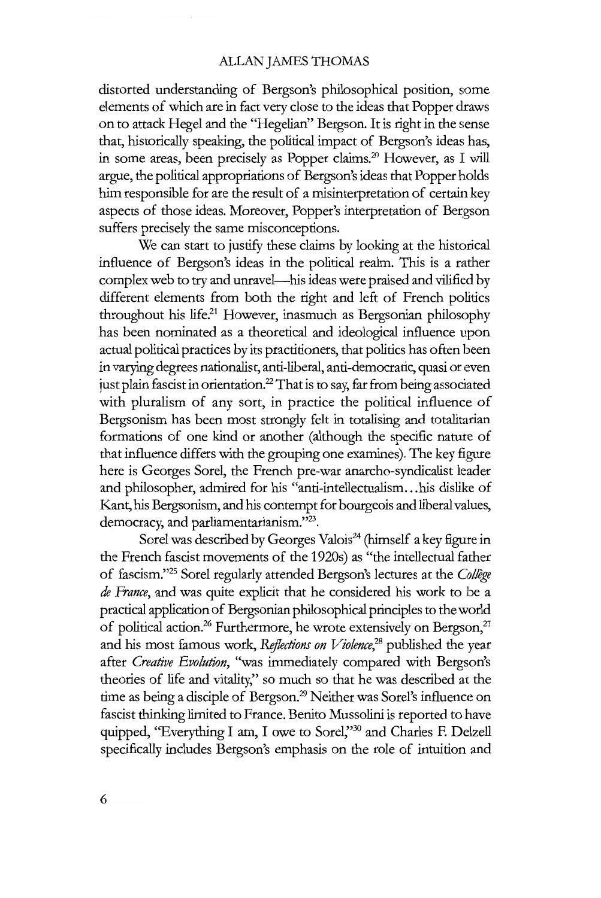distorted understanding of Bergson's philosophical position, some elements of which are in fact very close to the ideas that Popper draws on to attack Hegel and the "Hegelian" Bergson. It is right in the sense that, historically speaking, the political impact of Bergson's ideas has, in some areas, been precisely as Popper claims.[20] However, as I will argue, the political appropriations of Bergson's ideas that Popper holds him responsible for are the result of a misinterpretation of certain key aspects of those ideas. Moreover, Popper's interpretation of Bergson suffers precisely the same misconceptions.

We can start to justify these claims by looking at the historical influence of Bergson's ideas in the political realm. This is a rather complex web to try and unravel—his ideas were praised and vilified by different elements from both the right and left of French politics throughout his life.[21] However, inasmuch as Bergsonian philosophy has been nominated as a theoretical and ideological influence upon actual political practices by its practitioners, that politics has often been in varying degrees nationalist, anti-liberal, anti-democratic, quasi or even just plain fascist in orientation.[22] That is to say, far from being associated with pluralism of any sort, in practice the political influence of Bergsonism has been most strongly felt in totalising and totalitarian formations of one kind or another (although the specific nature of that influence differs with the grouping one examines). The key figure here is Georges Sorel, the French pre-war anarcho-syndicalist leader and philosopher, admired for his "anti-intellectualism…his dislike of Kant, his Bergsonism, and his contempt for bourgeois and liberal values, democracy, and parliamentarianism."[23].

Sorel was described by Georges Valois[24] (himself a key figure in the French fascist movements of the 1920s) as "the intellectual father of fascism."[25] Sorel regularly attended Bergson's lectures at the *Collège de France*, and was quite explicit that he considered his work to be a practical application of Bergsonian philosophical principles to the world of political action.[26] Furthermore, he wrote extensively on Bergson,[27] and his most famous work, *Reflections on Violence*,[28] published the year after *Creative Evolution*, "was immediately compared with Bergson's theories of life and vitality," so much so that he was described at the time as being a disciple of Bergson.[29] Neither was Sorel's influence on fascist thinking limited to France. Benito Mussolini is reported to have quipped, "Everything I am, I owe to Sorel,"[30] and Charles F. Delzell specifically includes Bergson's emphasis on the role of intuition and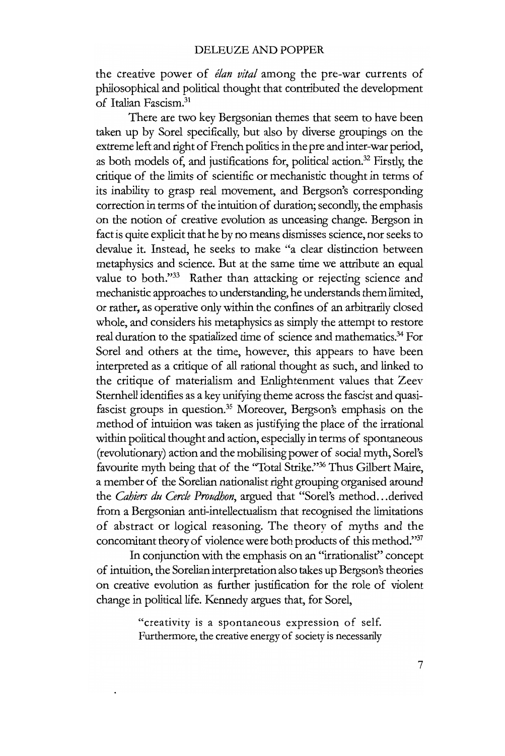the creative power of *élan vital* among the pre-war currents of philosophical and political thought that contributed the development of Italian Fascism.[31]

There are two key Bergsonian themes that seem to have been taken up by Sorel specifically, but also by diverse groupings on the extreme left and right of French politics in the pre and inter-war period, as both models of, and justifications for, political action.[32] Firstly, the critique of the limits of scientific or mechanistic thought in terms of its inability to grasp real movement, and Bergson's corresponding correction in terms of the intuition of duration; secondly, the emphasis on the notion of creative evolution as unceasing change. Bergson in fact is quite explicit that he by no means dismisses science, nor seeks to devalue it. Instead, he seeks to make "a clear distinction between metaphysics and science. But at the same time we attribute an equal value to both."[33] Rather than attacking or rejecting science and mechanistic approaches to understanding, he understands them limited, or rather, as operative only within the confines of an arbitrarily closed whole, and considers his metaphysics as simply the attempt to restore real duration to the spatialized time of science and mathematics.[34] For Sorel and others at the time, however, this appears to have been interpreted as a critique of all rational thought as such, and linked to the critique of materialism and Enlightenment values that Zeev Sternhell identifies as a key unifying theme across the fascist and quasi-fascist groups in question.[35] Moreover, Bergson's emphasis on the method of intuition was taken as justifying the place of the irrational within political thought and action, especially in terms of spontaneous (revolutionary) action and the mobilising power of social myth, Sorel's favourite myth being that of the "Total Strike."[36] Thus Gilbert Maire, a member of the Sorelian nationalist right grouping organised around the *Cahiers du Cercle Proudhon*, argued that "Sorel's method…derived from a Bergsonian anti-intellectualism that recognised the limitations of abstract or logical reasoning. The theory of myths and the concomitant theory of violence were both products of this method."[37]

In conjunction with the emphasis on an "irrationalist" concept of intuition, the Sorelian interpretation also takes up Bergson's theories on creative evolution as further justification for the role of violent change in political life. Kennedy argues that, for Sorel,

> "creativity is a spontaneous expression of self. Furthermore, the creative energy of society is necessarily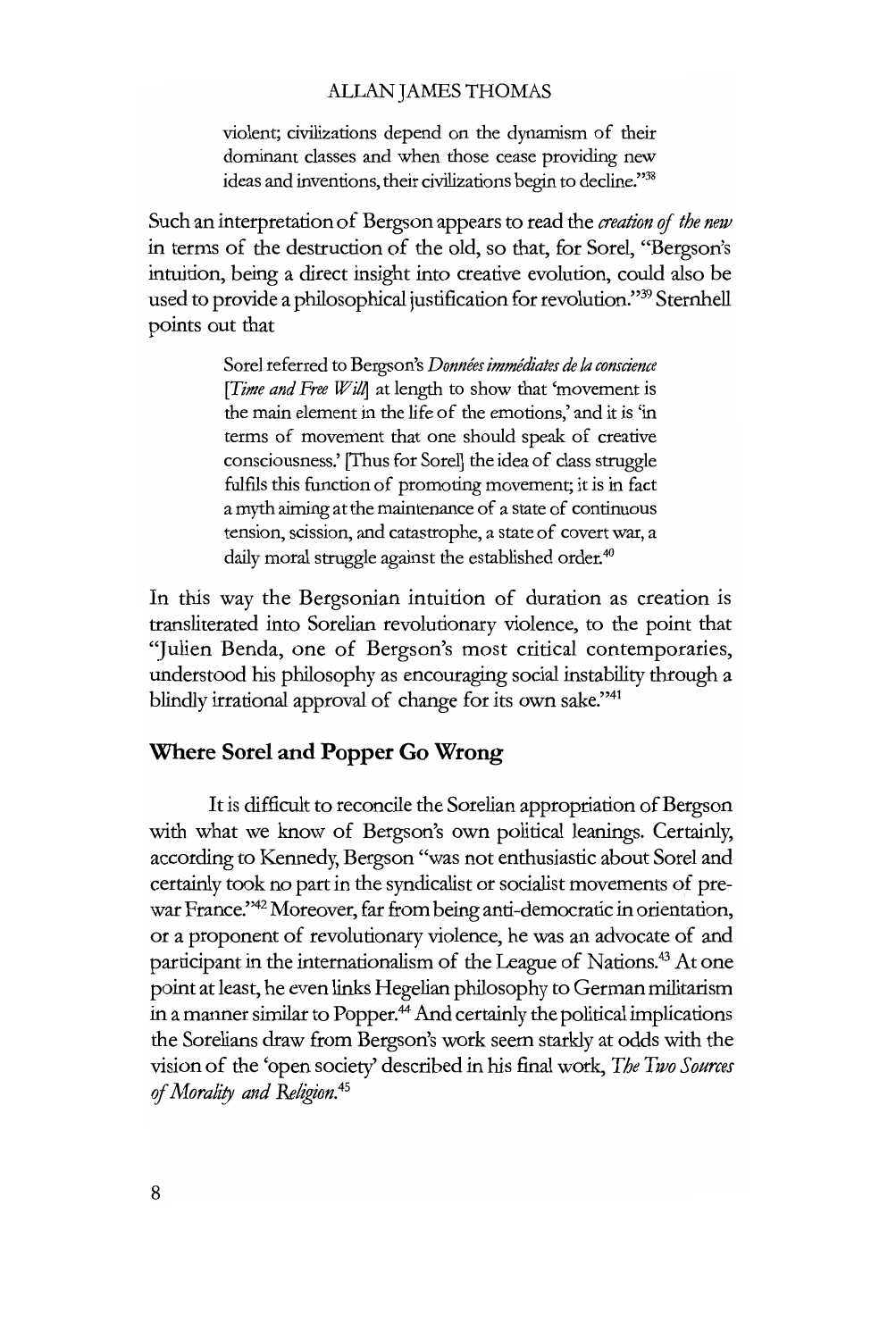> violent; civilizations depend on the dynamism of their dominant classes and when those cease providing new ideas and inventions, their civilizations begin to decline."[38]

Such an interpretation of Bergson appears to read the *creation of the new* in terms of the destruction of the old, so that, for Sorel, "Bergson's intuition, being a direct insight into creative evolution, could also be used to provide a philosophical justification for revolution."[39] Sternhell points out that

> Sorel referred to Bergson's *Données immédiates de la conscience* [*Time and Free Will*] at length to show that 'movement is the main element in the life of the emotions,' and it is 'in terms of movement that one should speak of creative consciousness.' [Thus for Sorel] the idea of class struggle fulfils this function of promoting movement; it is in fact a myth aiming at the maintenance of a state of continuous tension, scission, and catastrophe, a state of covert war, a daily moral struggle against the established order.[40]

In this way the Bergsonian intuition of duration as creation is transliterated into Sorelian revolutionary violence, to the point that "Julien Benda, one of Bergson's most critical contemporaries, understood his philosophy as encouraging social instability through a blindly irrational approval of change for its own sake."[41]

## Where Sorel and Popper Go Wrong

It is difficult to reconcile the Sorelian appropriation of Bergson with what we know of Bergson's own political leanings. Certainly, according to Kennedy, Bergson "was not enthusiastic about Sorel and certainly took no part in the syndicalist or socialist movements of pre-war France."[42] Moreover, far from being anti-democratic in orientation, or a proponent of revolutionary violence, he was an advocate of and participant in the internationalism of the League of Nations.[43] At one point at least, he even links Hegelian philosophy to German militarism in a manner similar to Popper.[44] And certainly the political implications the Sorelians draw from Bergson's work seem starkly at odds with the vision of the 'open society' described in his final work, *The Two Sources of Morality and Religion*.[45]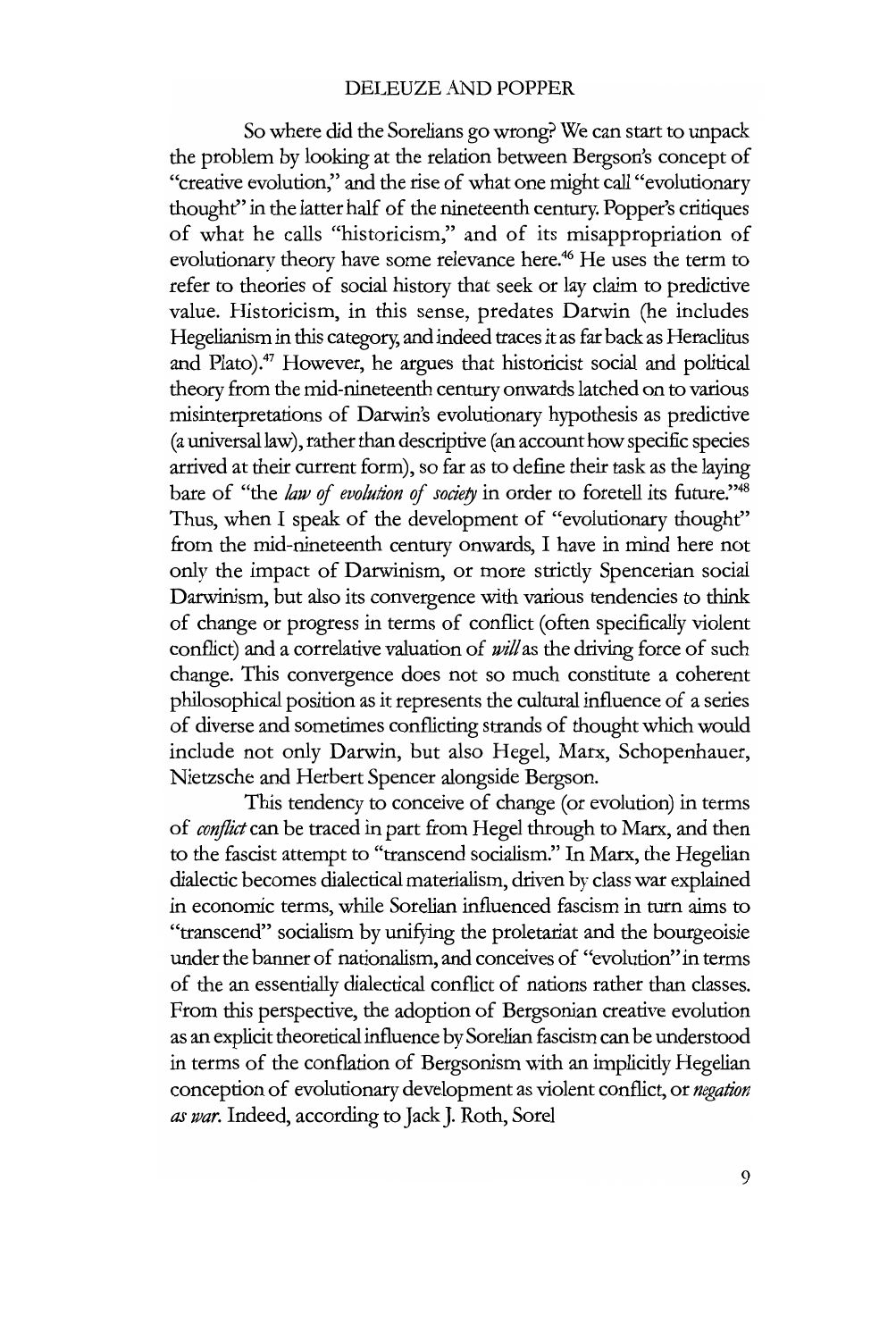So where did the Sorelians go wrong? We can start to unpack the problem by looking at the relation between Bergson's concept of "creative evolution," and the rise of what one might call "evolutionary thought" in the latter half of the nineteenth century. Popper's critiques of what he calls "historicism," and of its misappropriation of evolutionary theory have some relevance here.[46] He uses the term to refer to theories of social history that seek or lay claim to predictive value. Historicism, in this sense, predates Darwin (he includes Hegelianism in this category, and indeed traces it as far back as Heraclitus and Plato).[47] However, he argues that historicist social and political theory from the mid-nineteenth century onwards latched on to various misinterpretations of Darwin's evolutionary hypothesis as predictive (a universal law), rather than descriptive (an account how specific species arrived at their current form), so far as to define their task as the laying bare of "the *law of evolution of society* in order to foretell its future."[48] Thus, when I speak of the development of "evolutionary thought" from the mid-nineteenth century onwards, I have in mind here not only the impact of Darwinism, or more strictly Spencerian social Darwinism, but also its convergence with various tendencies to think of change or progress in terms of conflict (often specifically violent conflict) and a correlative valuation of *will* as the driving force of such change. This convergence does not so much constitute a coherent philosophical position as it represents the cultural influence of a series of diverse and sometimes conflicting strands of thought which would include not only Darwin, but also Hegel, Marx, Schopenhauer, Nietzsche and Herbert Spencer alongside Bergson.

This tendency to conceive of change (or evolution) in terms of *conflict* can be traced in part from Hegel through to Marx, and then to the fascist attempt to "transcend socialism." In Marx, the Hegelian dialectic becomes dialectical materialism, driven by class war explained in economic terms, while Sorelian influenced fascism in turn aims to "transcend" socialism by unifying the proletariat and the bourgeoisie under the banner of nationalism, and conceives of "evolution" in terms of the an essentially dialectical conflict of nations rather than classes. From this perspective, the adoption of Bergsonian creative evolution as an explicit theoretical influence by Sorelian fascism can be understood in terms of the conflation of Bergsonism with an implicitly Hegelian conception of evolutionary development as violent conflict, or *negation as war*. Indeed, according to Jack J. Roth, Sorel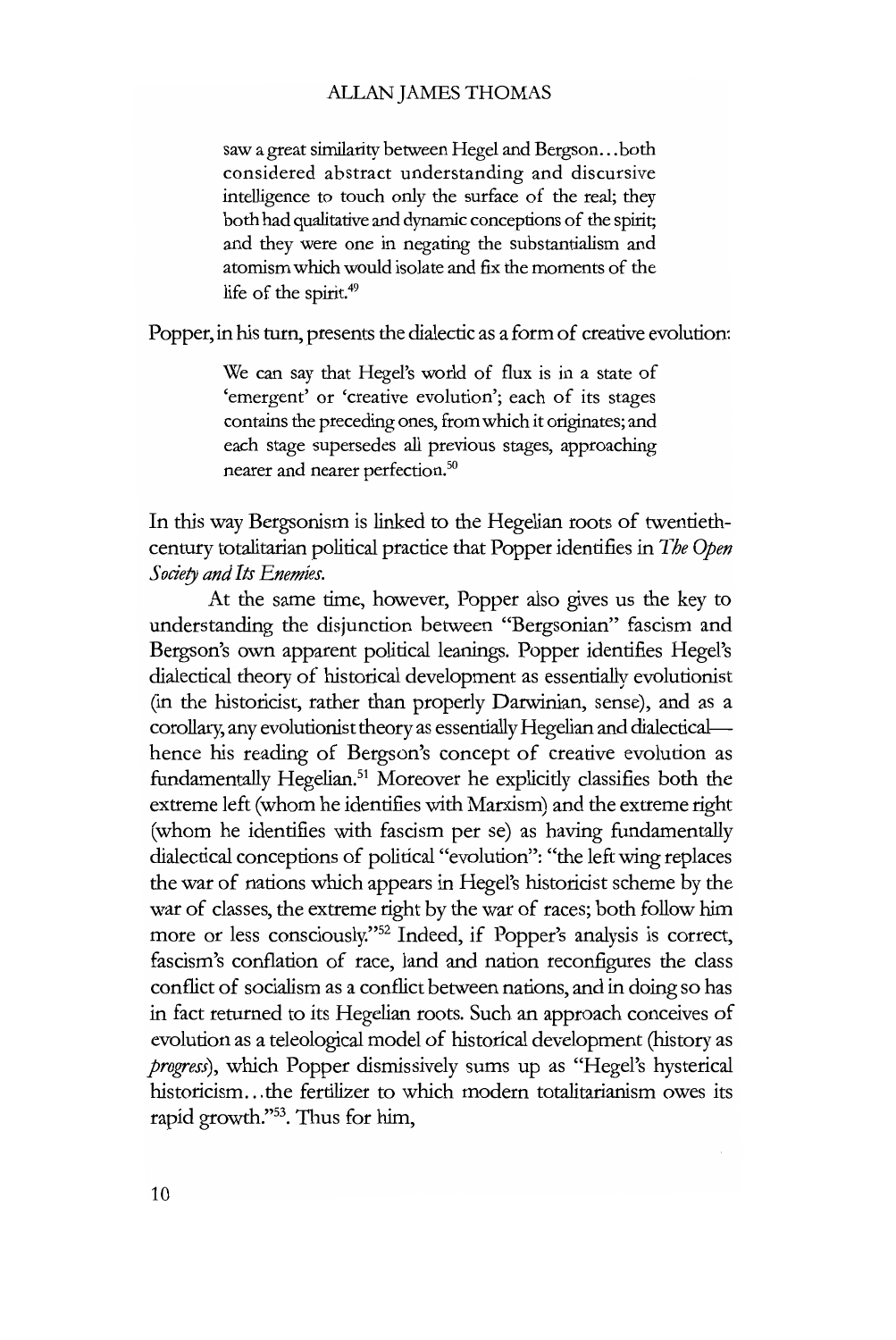> saw a great similarity between Hegel and Bergson...both considered abstract understanding and discursive intelligence to touch only the surface of the real; they both had qualitative and dynamic conceptions of the spirit; and they were one in negating the substantialism and atomism which would isolate and fix the moments of the life of the spirit.[49]

Popper, in his turn, presents the dialectic as a form of creative evolution:

> We can say that Hegel's world of flux is in a state of 'emergent' or 'creative evolution'; each of its stages contains the preceding ones, from which it originates; and each stage supersedes all previous stages, approaching nearer and nearer perfection.[50]

In this way Bergsonism is linked to the Hegelian roots of twentieth-century totalitarian political practice that Popper identifies in *The Open Society and Its Enemies.*

At the same time, however, Popper also gives us the key to understanding the disjunction between "Bergsonian" fascism and Bergson's own apparent political leanings. Popper identifies Hegel's dialectical theory of historical development as essentially evolutionist (in the historicist, rather than properly Darwinian, sense), and as a corollary, any evolutionist theory as essentially Hegelian and dialectical—hence his reading of Bergson's concept of creative evolution as fundamentally Hegelian.[51] Moreover he explicitly classifies both the extreme left (whom he identifies with Marxism) and the extreme right (whom he identifies with fascism per se) as having fundamentally dialectical conceptions of political "evolution": "the left wing replaces the war of nations which appears in Hegel's historicist scheme by the war of classes, the extreme right by the war of races; both follow him more or less consciously."[52] Indeed, if Popper's analysis is correct, fascism's conflation of race, land and nation reconfigures the class conflict of socialism as a conflict between nations, and in doing so has in fact returned to its Hegelian roots. Such an approach conceives of evolution as a teleological model of historical development (history as *progress*), which Popper dismissively sums up as "Hegel's hysterical historicism...the fertilizer to which modern totalitarianism owes its rapid growth."[53]. Thus for him,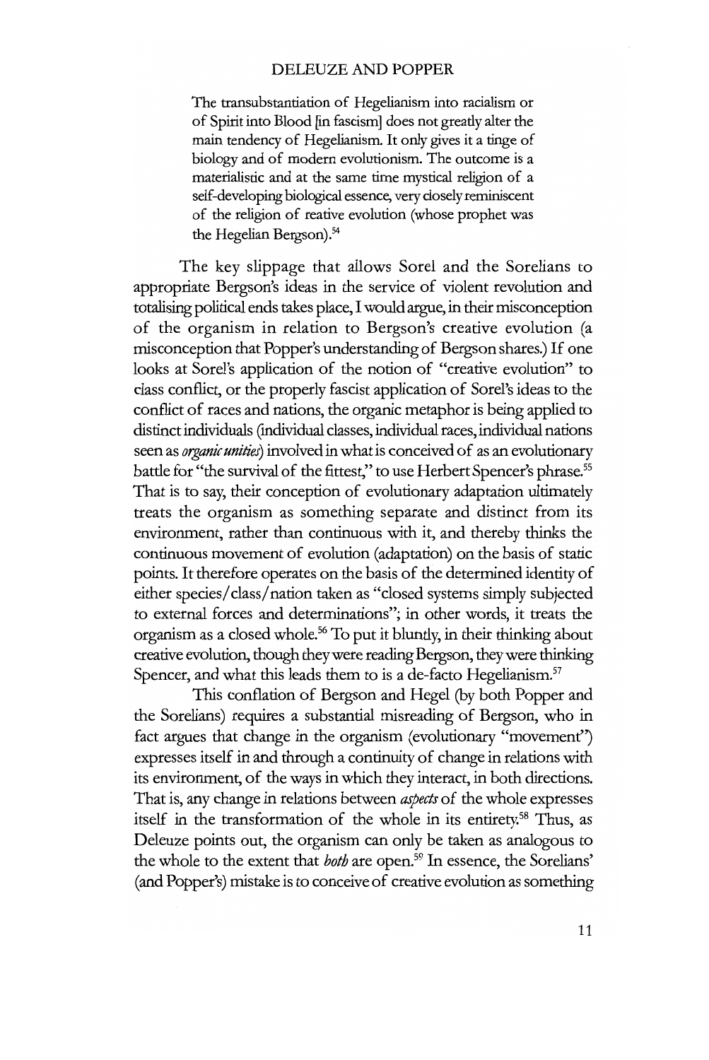> The transubstantiation of Hegelianism into racialism or of Spirit into Blood [in fascism] does not greatly alter the main tendency of Hegelianism. It only gives it a tinge of biology and of modern evolutionism. The outcome is a materialistic and at the same time mystical religion of a self-developing biological essence, very closely reminiscent of the religion of reative evolution (whose prophet was the Hegelian Bergson).[54]

The key slippage that allows Sorel and the Sorelians to appropriate Bergson's ideas in the service of violent revolution and totalising political ends takes place, I would argue, in their misconception of the organism in relation to Bergson's creative evolution (a misconception that Popper's understanding of Bergson shares.) If one looks at Sorel's application of the notion of "creative evolution" to class conflict, or the properly fascist application of Sorel's ideas to the conflict of races and nations, the organic metaphor is being applied to distinct individuals (individual classes, individual races, individual nations seen as *organic unities*) involved in what is conceived of as an evolutionary battle for "the survival of the fittest," to use Herbert Spencer's phrase.[55] That is to say, their conception of evolutionary adaptation ultimately treats the organism as something separate and distinct from its environment, rather than continuous with it, and thereby thinks the continuous movement of evolution (adaptation) on the basis of static points. It therefore operates on the basis of the determined identity of either species/class/nation taken as "closed systems simply subjected to external forces and determinations"; in other words, it treats the organism as a closed whole.[56] To put it bluntly, in their thinking about creative evolution, though they were reading Bergson, they were thinking Spencer, and what this leads them to is a de-facto Hegelianism.[57]

This conflation of Bergson and Hegel (by both Popper and the Sorelians) requires a substantial misreading of Bergson, who in fact argues that change in the organism (evolutionary "movement") expresses itself in and through a continuity of change in relations with its environment, of the ways in which they interact, in both directions. That is, any change in relations between *aspects* of the whole expresses itself in the transformation of the whole in its entirety.[58] Thus, as Deleuze points out, the organism can only be taken as analogous to the whole to the extent that *both* are open.[59] In essence, the Sorelians' (and Popper's) mistake is to conceive of creative evolution as something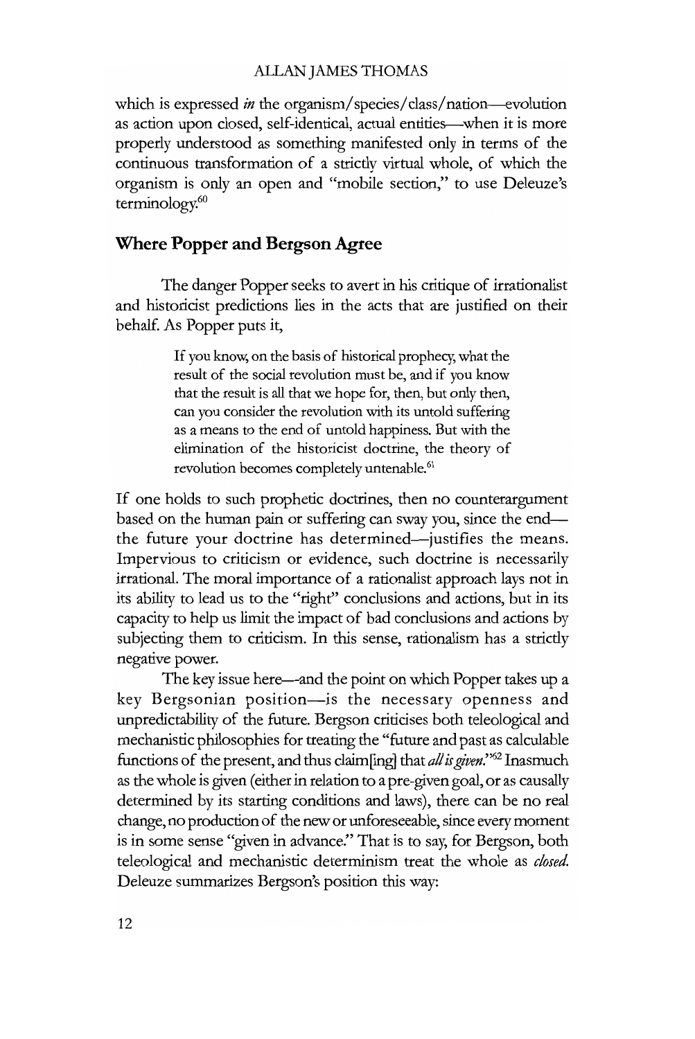which is expressed *in* the organism/species/class/nation—evolution as action upon closed, self-identical, actual entities—when it is more properly understood as something manifested only in terms of the continuous transformation of a strictly virtual whole, of which the organism is only an open and "mobile section," to use Deleuze's terminology.[60]

## Where Popper and Bergson Agree

The danger Popper seeks to avert in his critique of irrationalist and historicist predictions lies in the acts that are justified on their behalf. As Popper puts it,

> If you know, on the basis of historical prophecy, what the result of the social revolution must be, and if you know that the result is all that we hope for, then, but only then, can you consider the revolution with its untold suffering as a means to the end of untold happiness. But with the elimination of the historicist doctrine, the theory of revolution becomes completely untenable.[61]

If one holds to such prophetic doctrines, then no counterargument based on the human pain or suffering can sway you, since the end—the future your doctrine has determined—justifies the means. Impervious to criticism or evidence, such doctrine is necessarily irrational. The moral importance of a rationalist approach lays not in its ability to lead us to the "right" conclusions and actions, but in its capacity to help us limit the impact of bad conclusions and actions by subjecting them to criticism. In this sense, rationalism has a strictly negative power.

The key issue here—and the point on which Popper takes up a key Bergsonian position—is the necessary openness and unpredictability of the future. Bergson criticises both teleological and mechanistic philosophies for treating the "future and past as calculable functions of the present, and thus claim[ing] that *all is given*."[62] Inasmuch as the whole is given (either in relation to a pre-given goal, or as causally determined by its starting conditions and laws), there can be no real change, no production of the new or unforeseeable, since every moment is in some sense "given in advance." That is to say, for Bergson, both teleological and mechanistic determinism treat the whole as *closed*. Deleuze summarizes Bergson's position this way: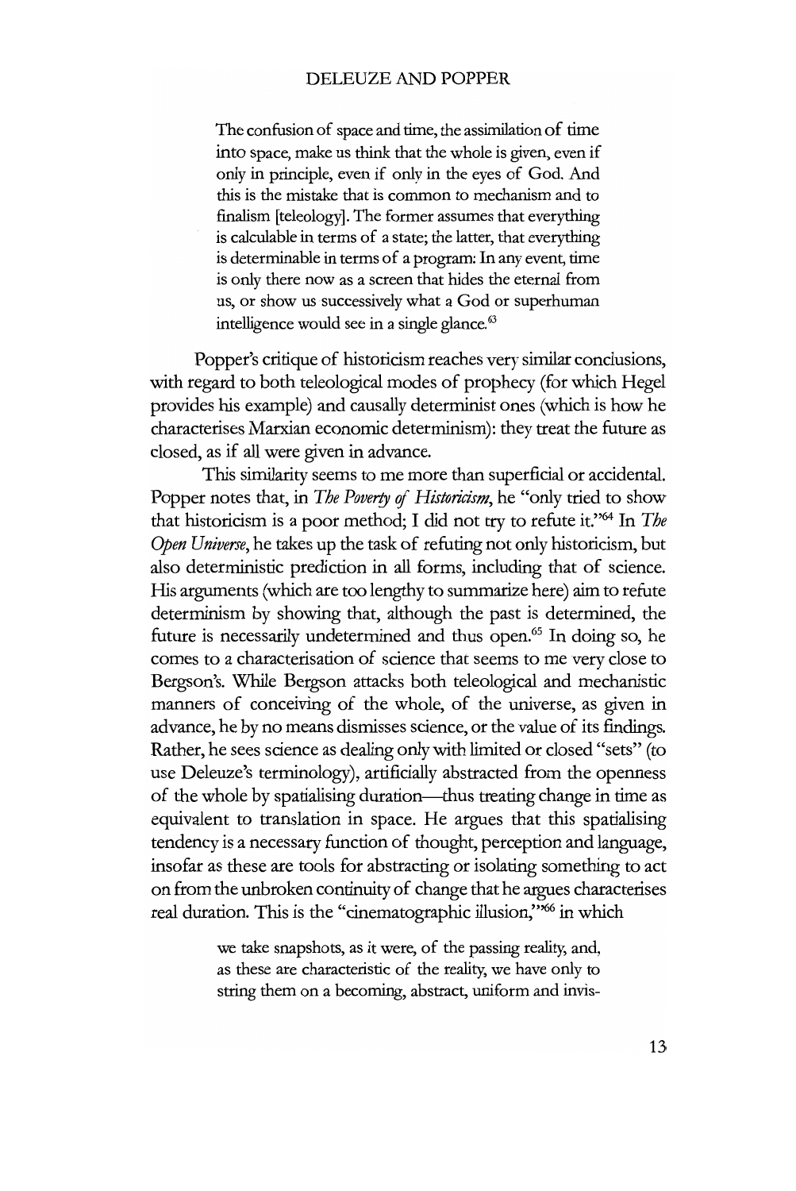> The confusion of space and time, the assimilation of time into space, make us think that the whole is given, even if only in principle, even if only in the eyes of God. And this is the mistake that is common to mechanism and to finalism [teleology]. The former assumes that everything is calculable in terms of a state; the latter, that everything is determinable in terms of a program: In any event, time is only there now as a screen that hides the eternal from us, or show us successively what a God or superhuman intelligence would see in a single glance.[63]

Popper's critique of historicism reaches very similar conclusions, with regard to both teleological modes of prophecy (for which Hegel provides his example) and causally determinist ones (which is how he characterises Marxian economic determinism): they treat the future as closed, as if all were given in advance.

This similarity seems to me more than superficial or accidental. Popper notes that, in *The Poverty of Historicism*, he "only tried to show that historicism is a poor method; I did not try to refute it."[64] In *The Open Universe*, he takes up the task of refuting not only historicism, but also deterministic prediction in all forms, including that of science. His arguments (which are too lengthy to summarize here) aim to refute determinism by showing that, although the past is determined, the future is necessarily undetermined and thus open.[65] In doing so, he comes to a characterisation of science that seems to me very close to Bergson's. While Bergson attacks both teleological and mechanistic manners of conceiving of the whole, of the universe, as given in advance, he by no means dismisses science, or the value of its findings. Rather, he sees science as dealing only with limited or closed "sets" (to use Deleuze's terminology), artificially abstracted from the openness of the whole by spatialising duration—thus treating change in time as equivalent to translation in space. He argues that this spatialising tendency is a necessary function of thought, perception and language, insofar as these are tools for abstracting or isolating something to act on from the unbroken continuity of change that he argues characterises real duration. This is the "cinematographic illusion,"[66] in which

> we take snapshots, as it were, of the passing reality, and, as these are characteristic of the reality, we have only to string them on a becoming, abstract, uniform and invis-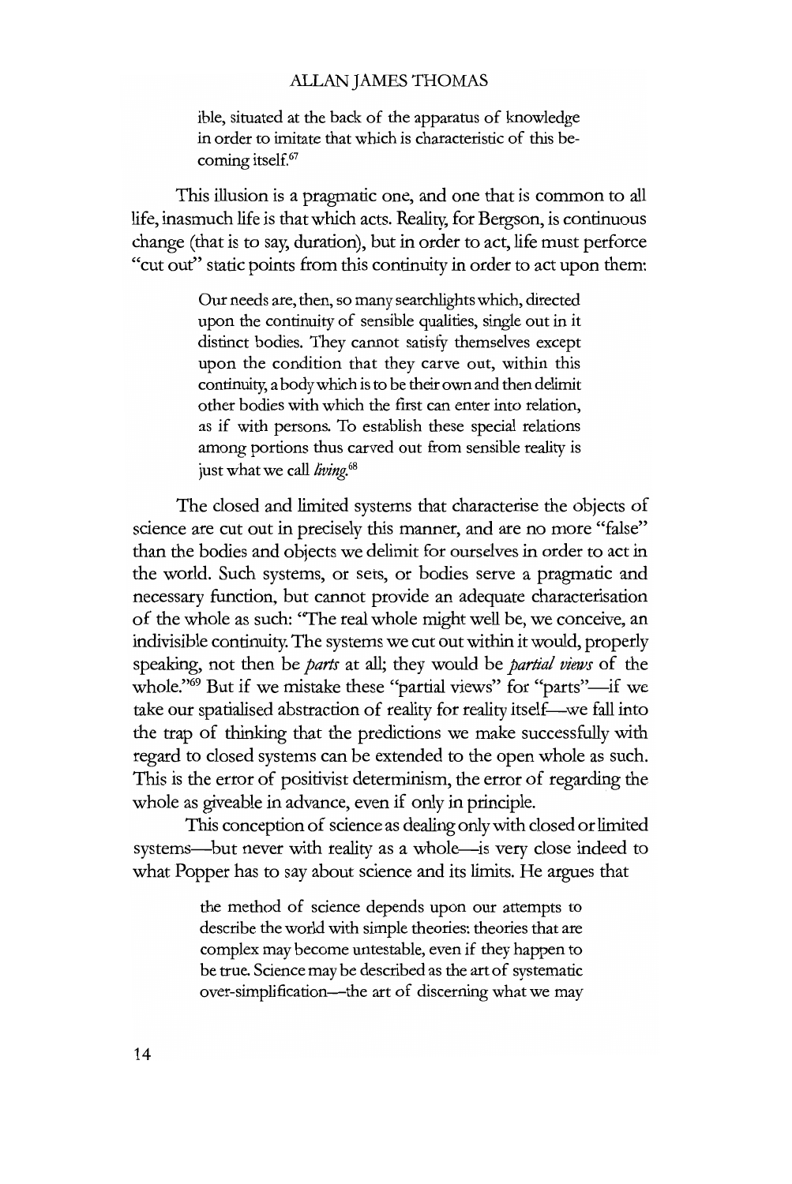> ible, situated at the back of the apparatus of knowledge in order to imitate that which is characteristic of this becoming itself.[67]

This illusion is a pragmatic one, and one that is common to all life, inasmuch life is that which acts. Reality, for Bergson, is continuous change (that is to say, duration), but in order to act, life must perforce "cut out" static points from this continuity in order to act upon them:

> Our needs are, then, so many searchlights which, directed upon the continuity of sensible qualities, single out in it distinct bodies. They cannot satisfy themselves except upon the condition that they carve out, within this continuity, a body which is to be their own and then delimit other bodies with which the first can enter into relation, as if with persons. To establish these special relations among portions thus carved out from sensible reality is just what we call *living*.[68]

The closed and limited systems that characterise the objects of science are cut out in precisely this manner, and are no more "false" than the bodies and objects we delimit for ourselves in order to act in the world. Such systems, or sets, or bodies serve a pragmatic and necessary function, but cannot provide an adequate characterisation of the whole as such: "The real whole might well be, we conceive, an indivisible continuity. The systems we cut out within it would, properly speaking, not then be *parts* at all; they would be *partial views* of the whole."[69] But if we mistake these "partial views" for "parts"—if we take our spatialised abstraction of reality for reality itself—we fall into the trap of thinking that the predictions we make successfully with regard to closed systems can be extended to the open whole as such. This is the error of positivist determinism, the error of regarding the whole as giveable in advance, even if only in principle.

This conception of science as dealing only with closed or limited systems—but never with reality as a whole—is very close indeed to what Popper has to say about science and its limits. He argues that

> the method of science depends upon our attempts to describe the world with simple theories: theories that are complex may become untestable, even if they happen to be true. Science may be described as the art of systematic over-simplification—the art of discerning what we may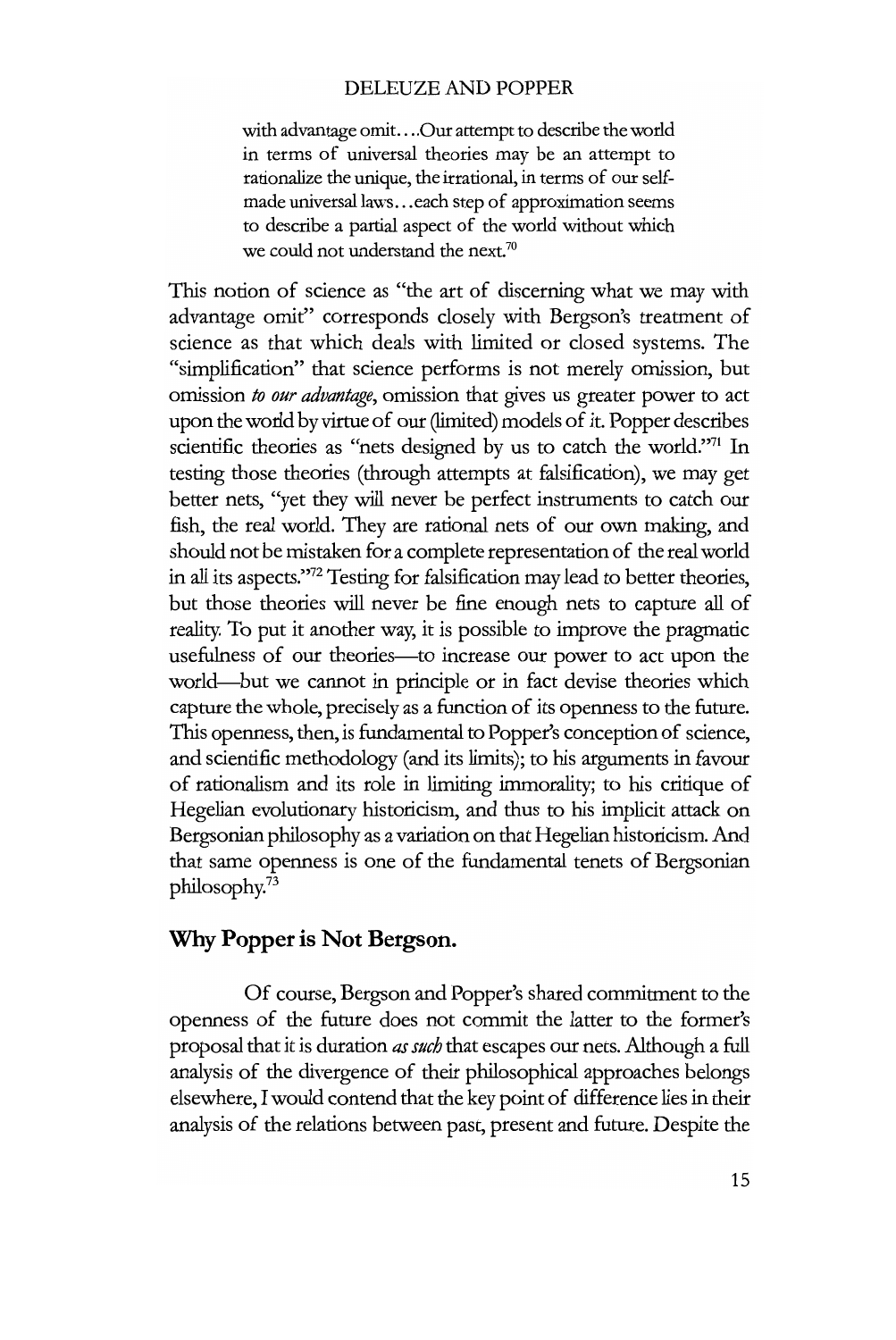> with advantage omit....Our attempt to describe the world in terms of universal theories may be an attempt to rationalize the unique, the irrational, in terms of our self-made universal laws...each step of approximation seems to describe a partial aspect of the world without which we could not understand the next.[70]

This notion of science as "the art of discerning what we may with advantage omit" corresponds closely with Bergson's treatment of science as that which deals with limited or closed systems. The "simplification" that science performs is not merely omission, but omission *to our advantage*, omission that gives us greater power to act upon the world by virtue of our (limited) models of it. Popper describes scientific theories as "nets designed by us to catch the world."[71] In testing those theories (through attempts at falsification), we may get better nets, "yet they will never be perfect instruments to catch our fish, the real world. They are rational nets of our own making, and should not be mistaken for a complete representation of the real world in all its aspects."[72] Testing for falsification may lead to better theories, but those theories will never be fine enough nets to capture all of reality. To put it another way, it is possible to improve the pragmatic usefulness of our theories—to increase our power to act upon the world—but we cannot in principle or in fact devise theories which capture the whole, precisely as a function of its openness to the future. This openness, then, is fundamental to Popper's conception of science, and scientific methodology (and its limits); to his arguments in favour of rationalism and its role in limiting immorality; to his critique of Hegelian evolutionary historicism, and thus to his implicit attack on Bergsonian philosophy as a variation on that Hegelian historicism. And that same openness is one of the fundamental tenets of Bergsonian philosophy.[73]

## Why Popper is Not Bergson.

Of course, Bergson and Popper's shared commitment to the openness of the future does not commit the latter to the former's proposal that it is duration *as such* that escapes our nets. Although a full analysis of the divergence of their philosophical approaches belongs elsewhere, I would contend that the key point of difference lies in their analysis of the relations between past, present and future. Despite the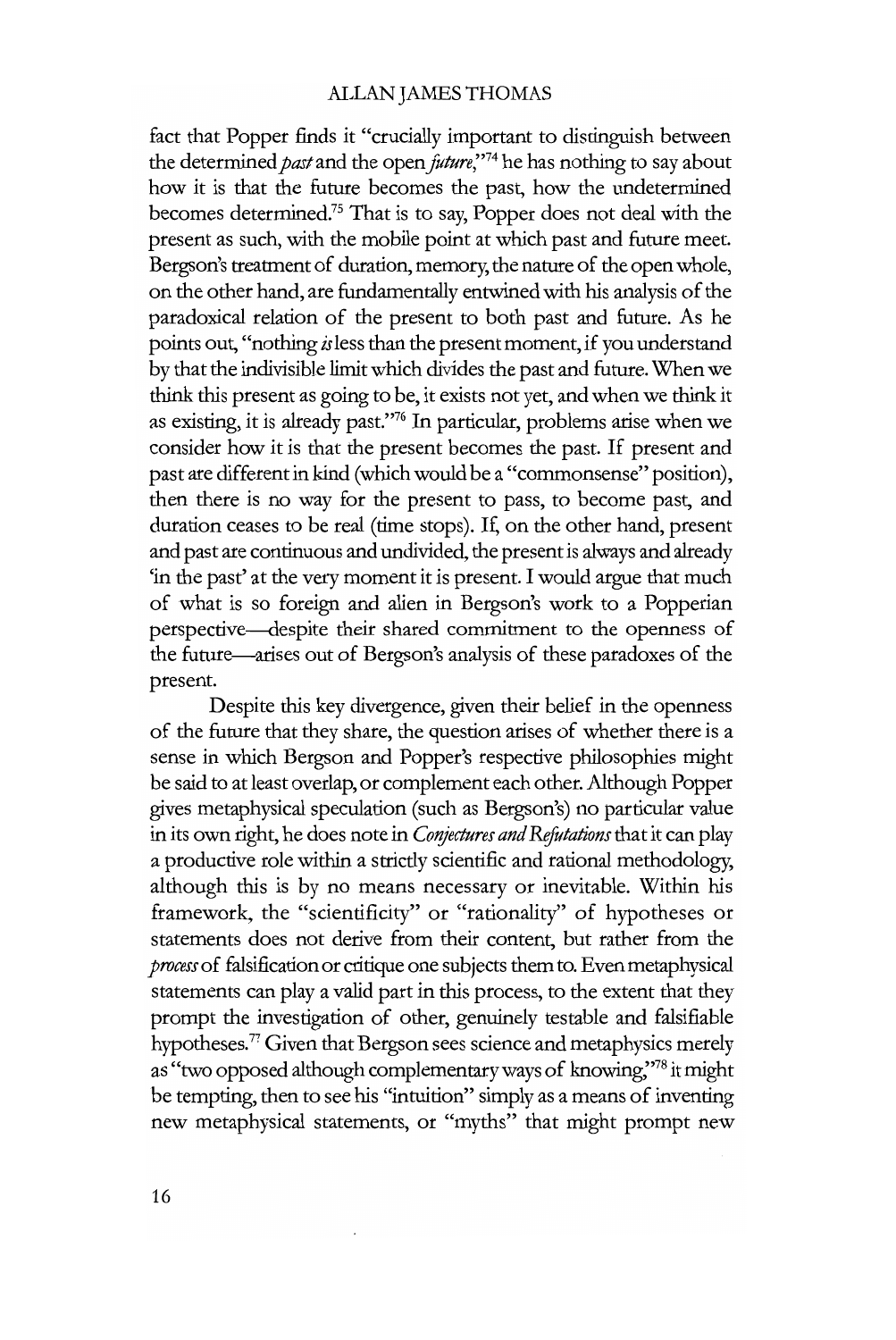fact that Popper finds it "crucially important to distinguish between the determined *past* and the open *future*,"[74] he has nothing to say about how it is that the future becomes the past, how the undetermined becomes determined.[75] That is to say, Popper does not deal with the present as such, with the mobile point at which past and future meet. Bergson's treatment of duration, memory, the nature of the open whole, on the other hand, are fundamentally entwined with his analysis of the paradoxical relation of the present to both past and future. As he points out, "nothing *is* less than the present moment, if you understand by that the indivisible limit which divides the past and future. When we think this present as going to be, it exists not yet, and when we think it as existing, it is already past."[76] In particular, problems arise when we consider how it is that the present becomes the past. If present and past are different in kind (which would be a "commonsense" position), then there is no way for the present to pass, to become past, and duration ceases to be real (time stops). If, on the other hand, present and past are continuous and undivided, the present is always and already 'in the past' at the very moment it is present. I would argue that much of what is so foreign and alien in Bergson's work to a Popperian perspective—despite their shared commitment to the openness of the future—arises out of Bergson's analysis of these paradoxes of the present.

Despite this key divergence, given their belief in the openness of the future that they share, the question arises of whether there is a sense in which Bergson and Popper's respective philosophies might be said to at least overlap, or complement each other. Although Popper gives metaphysical speculation (such as Bergson's) no particular value in its own right, he does note in *Conjectures and Refutations* that it can play a productive role within a strictly scientific and rational methodology, although this is by no means necessary or inevitable. Within his framework, the "scientificity" or "rationality" of hypotheses or statements does not derive from their content, but rather from the *process* of falsification or critique one subjects them to. Even metaphysical statements can play a valid part in this process, to the extent that they prompt the investigation of other, genuinely testable and falsifiable hypotheses.[77] Given that Bergson sees science and metaphysics merely as "two opposed although complementary ways of knowing,"[78] it might be tempting, then to see his "intuition" simply as a means of inventing new metaphysical statements, or "myths" that might prompt new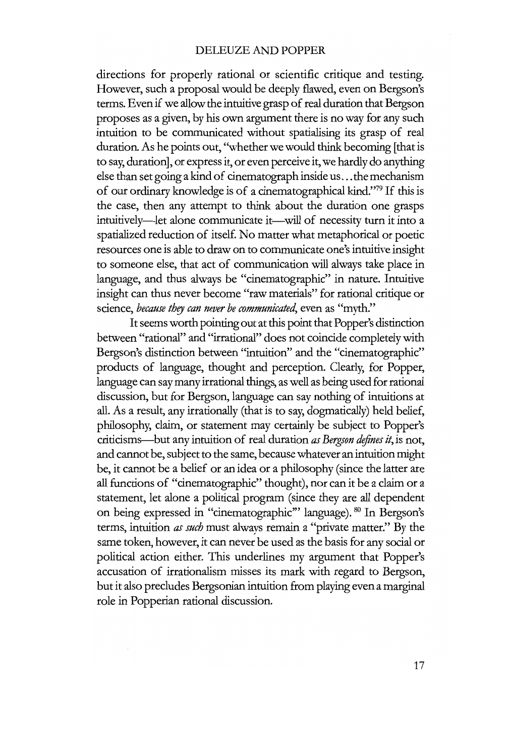directions for properly rational or scientific critique and testing. However, such a proposal would be deeply flawed, even on Bergson's terms. Even if we allow the intuitive grasp of real duration that Bergson proposes as a given, by his own argument there is no way for any such intuition to be communicated without spatialising its grasp of real duration. As he points out, "whether we would think becoming [that is to say, duration], or express it, or even perceive it, we hardly do anything else than set going a kind of cinematograph inside us...the mechanism of our ordinary knowledge is of a cinematographical kind."[79] If this is the case, then any attempt to think about the duration one grasps intuitively—let alone communicate it—will of necessity turn it into a spatialized reduction of itself. No matter what metaphorical or poetic resources one is able to draw on to communicate one's intuitive insight to someone else, that act of communication will always take place in language, and thus always be "cinematographic" in nature. Intuitive insight can thus never become "raw materials" for rational critique or science, *because they can never be communicated*, even as "myth."

It seems worth pointing out at this point that Popper's distinction between "rational" and "irrational" does not coincide completely with Bergson's distinction between "intuition" and the "cinematographic" products of language, thought and perception. Clearly, for Popper, language can say many irrational things, as well as being used for rational discussion, but for Bergson, language can say nothing of intuitions at all. As a result, any irrationally (that is to say, dogmatically) held belief, philosophy, claim, or statement may certainly be subject to Popper's criticisms—but any intuition of real duration *as Bergson defines it*, is not, and cannot be, subject to the same, because whatever an intuition might be, it cannot be a belief or an idea or a philosophy (since the latter are all functions of "cinematographic" thought), nor can it be a claim or a statement, let alone a political program (since they are all dependent on being expressed in "cinematographic" language).[80] In Bergson's terms, intuition *as such* must always remain a "private matter." By the same token, however, it can never be used as the basis for any social or political action either. This underlines my argument that Popper's accusation of irrationalism misses its mark with regard to Bergson, but it also precludes Bergsonian intuition from playing even a marginal role in Popperian rational discussion.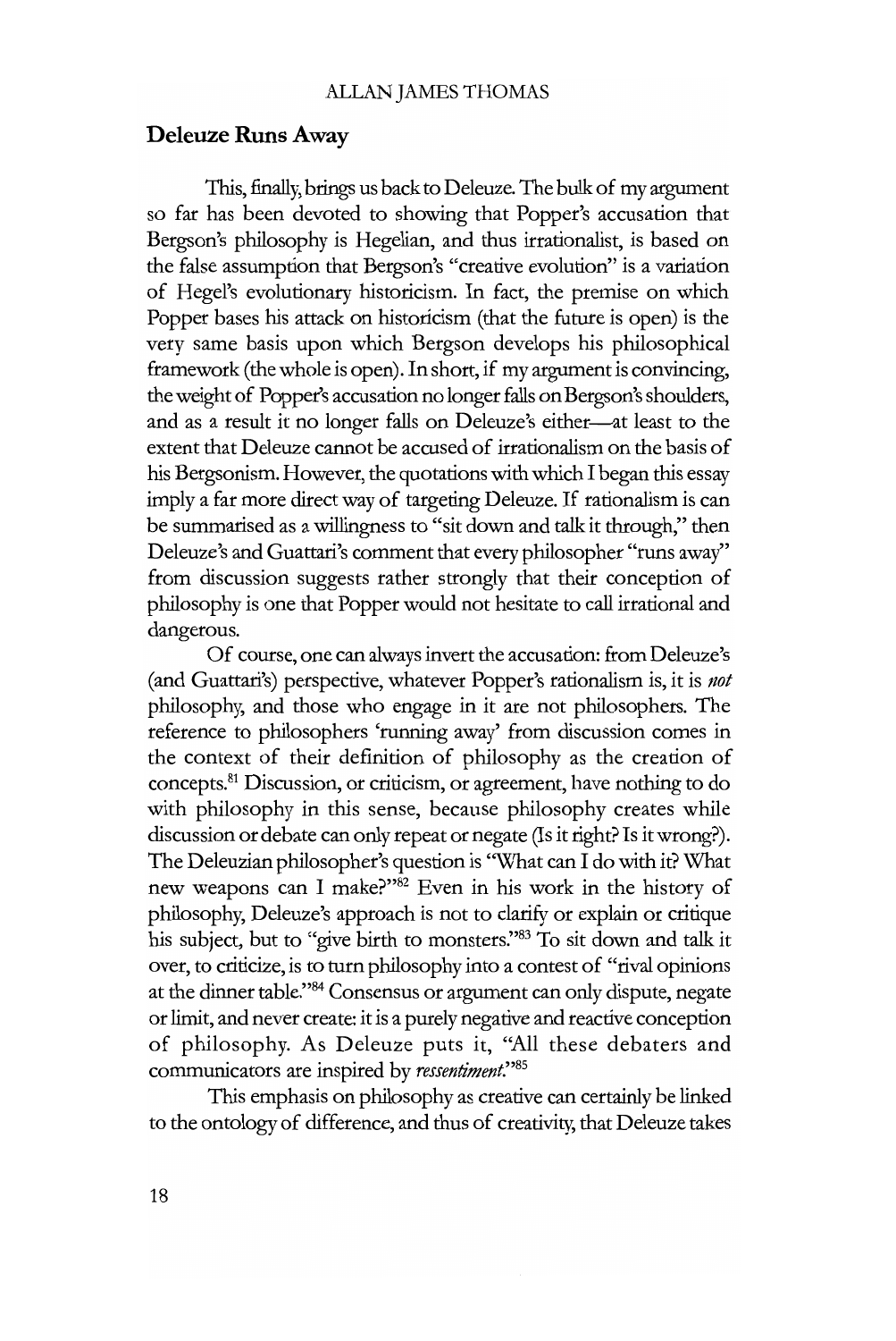## Deleuze Runs Away

This, finally, brings us back to Deleuze. The bulk of my argument so far has been devoted to showing that Popper's accusation that Bergson's philosophy is Hegelian, and thus irrationalist, is based on the false assumption that Bergson's "creative evolution" is a variation of Hegel's evolutionary historicism. In fact, the premise on which Popper bases his attack on historicism (that the future is open) is the very same basis upon which Bergson develops his philosophical framework (the whole is open). In short, if my argument is convincing, the weight of Popper's accusation no longer falls on Bergson's shoulders, and as a result it no longer falls on Deleuze's either—at least to the extent that Deleuze cannot be accused of irrationalism on the basis of his Bergsonism. However, the quotations with which I began this essay imply a far more direct way of targeting Deleuze. If rationalism is can be summarised as a willingness to "sit down and talk it through," then Deleuze's and Guattari's comment that every philosopher "runs away" from discussion suggests rather strongly that their conception of philosophy is one that Popper would not hesitate to call irrational and dangerous.

Of course, one can always invert the accusation: from Deleuze's (and Guattari's) perspective, whatever Popper's rationalism is, it is *not* philosophy, and those who engage in it are not philosophers. The reference to philosophers 'running away' from discussion comes in the context of their definition of philosophy as the creation of concepts.[81] Discussion, or criticism, or agreement, have nothing to do with philosophy in this sense, because philosophy creates while discussion or debate can only repeat or negate (Is it right? Is it wrong?). The Deleuzian philosopher's question is "What can I do with it? What new weapons can I make?"[82] Even in his work in the history of philosophy, Deleuze's approach is not to clarify or explain or critique his subject, but to "give birth to monsters."[83] To sit down and talk it over, to criticize, is to turn philosophy into a contest of "rival opinions at the dinner table."[84] Consensus or argument can only dispute, negate or limit, and never create: it is a purely negative and reactive conception of philosophy. As Deleuze puts it, "All these debaters and communicators are inspired by *ressentiment*."[85]

This emphasis on philosophy as creative can certainly be linked to the ontology of difference, and thus of creativity, that Deleuze takes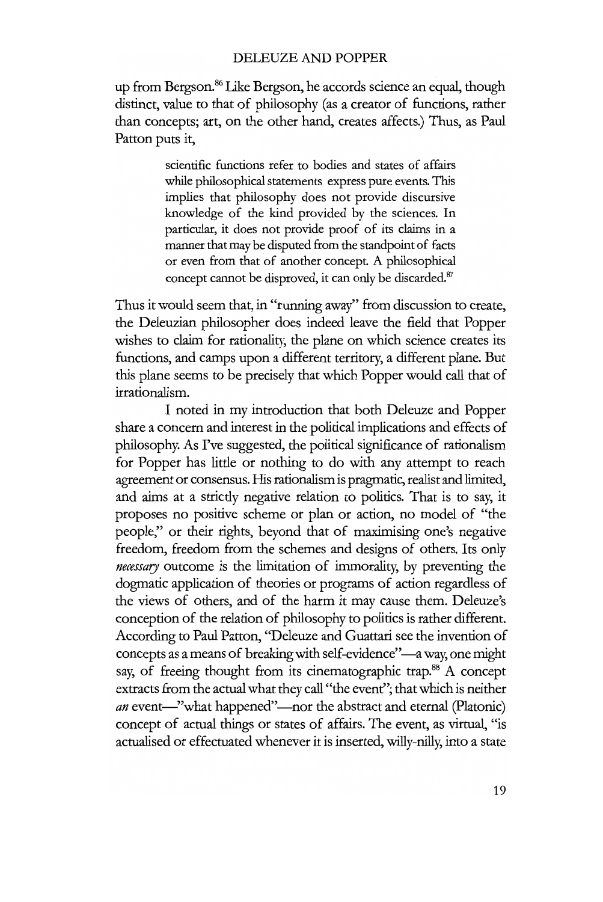up from Bergson.[86] Like Bergson, he accords science an equal, though distinct, value to that of philosophy (as a creator of functions, rather than concepts; art, on the other hand, creates affects.) Thus, as Paul Patton puts it,

> scientific functions refer to bodies and states of affairs while philosophical statements express pure events. This implies that philosophy does not provide discursive knowledge of the kind provided by the sciences. In particular, it does not provide proof of its claims in a manner that may be disputed from the standpoint of facts or even from that of another concept. A philosophical concept cannot be disproved, it can only be discarded.[87]

Thus it would seem that, in "running away" from discussion to create, the Deleuzian philosopher does indeed leave the field that Popper wishes to claim for rationality, the plane on which science creates its functions, and camps upon a different territory, a different plane. But this plane seems to be precisely that which Popper would call that of irrationalism.

I noted in my introduction that both Deleuze and Popper share a concern and interest in the political implications and effects of philosophy. As I've suggested, the political significance of rationalism for Popper has little or nothing to do with any attempt to reach agreement or consensus. His rationalism is pragmatic, realist and limited, and aims at a strictly negative relation to politics. That is to say, it proposes no positive scheme or plan or action, no model of "the people," or their rights, beyond that of maximising one's negative freedom, freedom from the schemes and designs of others. Its only *necessary* outcome is the limitation of immorality, by preventing the dogmatic application of theories or programs of action regardless of the views of others, and of the harm it may cause them. Deleuze's conception of the relation of philosophy to politics is rather different. According to Paul Patton, "Deleuze and Guattari see the invention of concepts as a means of breaking with self-evidence"—a way, one might say, of freeing thought from its cinematographic trap.[88] A concept extracts from the actual what they call "the event"; that which is neither *an* event—"what happened"—nor the abstract and eternal (Platonic) concept of actual things or states of affairs. The event, as virtual, "is actualised or effectuated whenever it is inserted, willy-nilly, into a state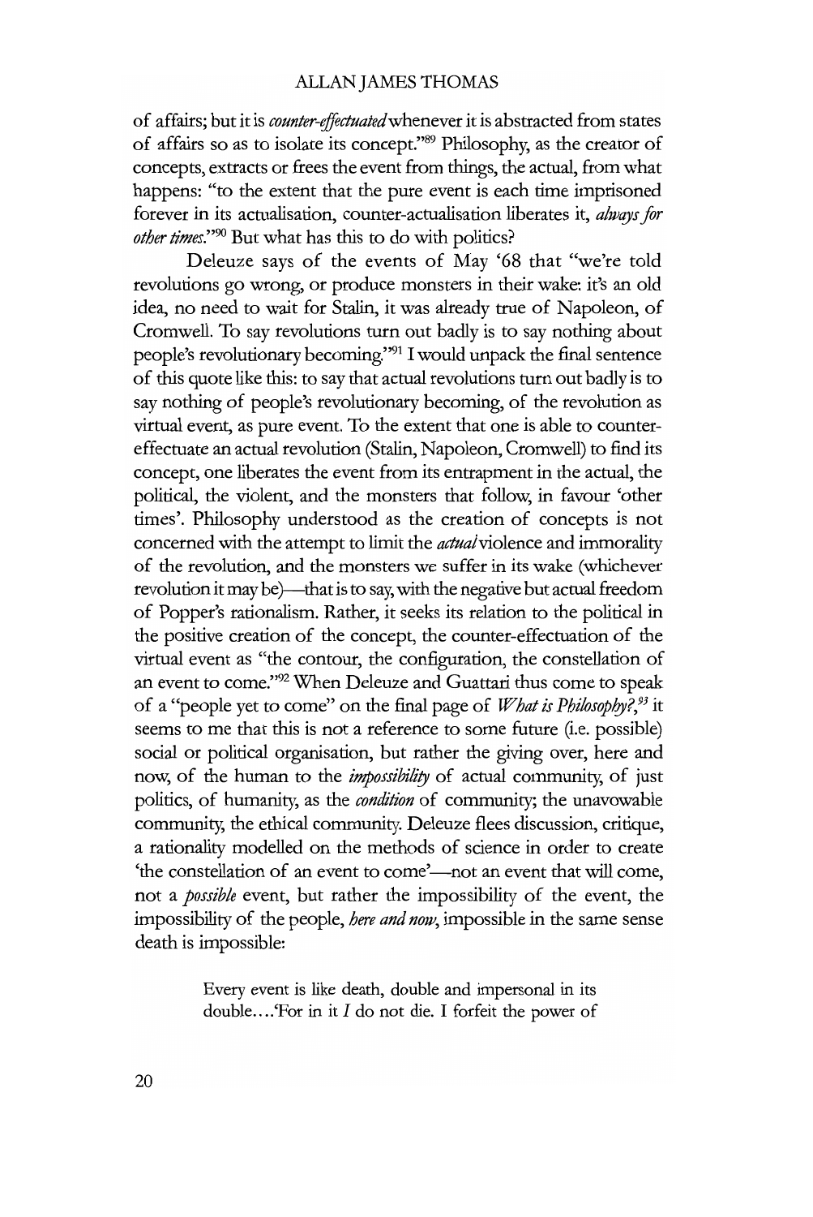of affairs; but it is *counter-effectuated* whenever it is abstracted from states of affairs so as to isolate its concept."[89] Philosophy, as the creator of concepts, extracts or frees the event from things, the actual, from what happens: "to the extent that the pure event is each time imprisoned forever in its actualisation, counter-actualisation liberates it, *always for other times*."[90] But what has this to do with politics?

Deleuze says of the events of May '68 that "we're told revolutions go wrong, or produce monsters in their wake: it's an old idea, no need to wait for Stalin, it was already true of Napoleon, of Cromwell. To say revolutions turn out badly is to say nothing about people's revolutionary becoming."[91] I would unpack the final sentence of this quote like this: to say that actual revolutions turn out badly is to say nothing of people's revolutionary becoming, of the revolution as virtual event, as pure event. To the extent that one is able to counter-effectuate an actual revolution (Stalin, Napoleon, Cromwell) to find its concept, one liberates the event from its entrapment in the actual, the political, the violent, and the monsters that follow, in favour 'other times'. Philosophy understood as the creation of concepts is not concerned with the attempt to limit the *actual* violence and immorality of the revolution, and the monsters we suffer in its wake (whichever revolution it may be)—that is to say, with the negative but actual freedom of Popper's rationalism. Rather, it seeks its relation to the political in the positive creation of the concept, the counter-effectuation of the virtual event as "the contour, the configuration, the constellation of an event to come."[92] When Deleuze and Guattari thus come to speak of a "people yet to come" on the final page of *What is Philosophy?*,[93] it seems to me that this is not a reference to some future (i.e. possible) social or political organisation, but rather the giving over, here and now, of the human to the *impossibility* of actual community, of just politics, of humanity, as the *condition* of community; the unavowable community, the ethical community. Deleuze flees discussion, critique, a rationality modelled on the methods of science in order to create 'the constellation of an event to come'—not an event that will come, not a *possible* event, but rather the impossibility of the event, the impossibility of the people, *here and now*, impossible in the same sense death is impossible:

> Every event is like death, double and impersonal in its double....'For in it *I* do not die. I forfeit the power of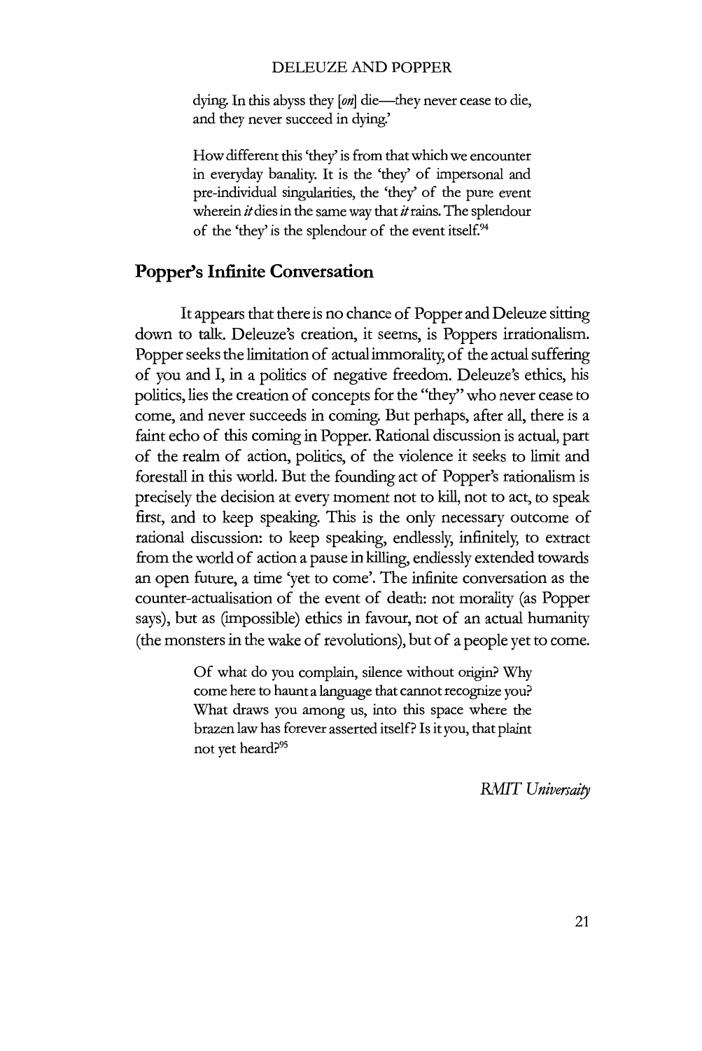> dying. In this abyss they [*on*] die—they never cease to die, and they never succeed in dying.'
>
> How different this 'they' is from that which we encounter in everyday banality. It is the 'they' of impersonal and pre-individual singularities, the 'they' of the pure event wherein *it* dies in the same way that *it* rains. The splendour of the 'they' is the splendour of the event itself.[94]

## Popper's Infinite Conversation

It appears that there is no chance of Popper and Deleuze sitting down to talk. Deleuze's creation, it seems, is Poppers irrationalism. Popper seeks the limitation of actual immorality, of the actual suffering of you and I, in a politics of negative freedom. Deleuze's ethics, his politics, lies the creation of concepts for the "they" who never cease to come, and never succeeds in coming. But perhaps, after all, there is a faint echo of this coming in Popper. Rational discussion is actual, part of the realm of action, politics, of the violence it seeks to limit and forestall in this world. But the founding act of Popper's rationalism is precisely the decision at every moment not to kill, not to act, to speak first, and to keep speaking. This is the only necessary outcome of rational discussion: to keep speaking, endlessly, infinitely, to extract from the world of action a pause in killing, endlessly extended towards an open future, a time 'yet to come'. The infinite conversation as the counter-actualisation of the event of death: not morality (as Popper says), but as (impossible) ethics in favour, not of an actual humanity (the monsters in the wake of revolutions), but of a people yet to come.

> Of what do you complain, silence without origin? Why come here to haunt a language that cannot recognize you? What draws you among us, into this space where the brazen law has forever asserted itself? Is it you, that plaint not yet heard?[95]

*RMIT Universaity*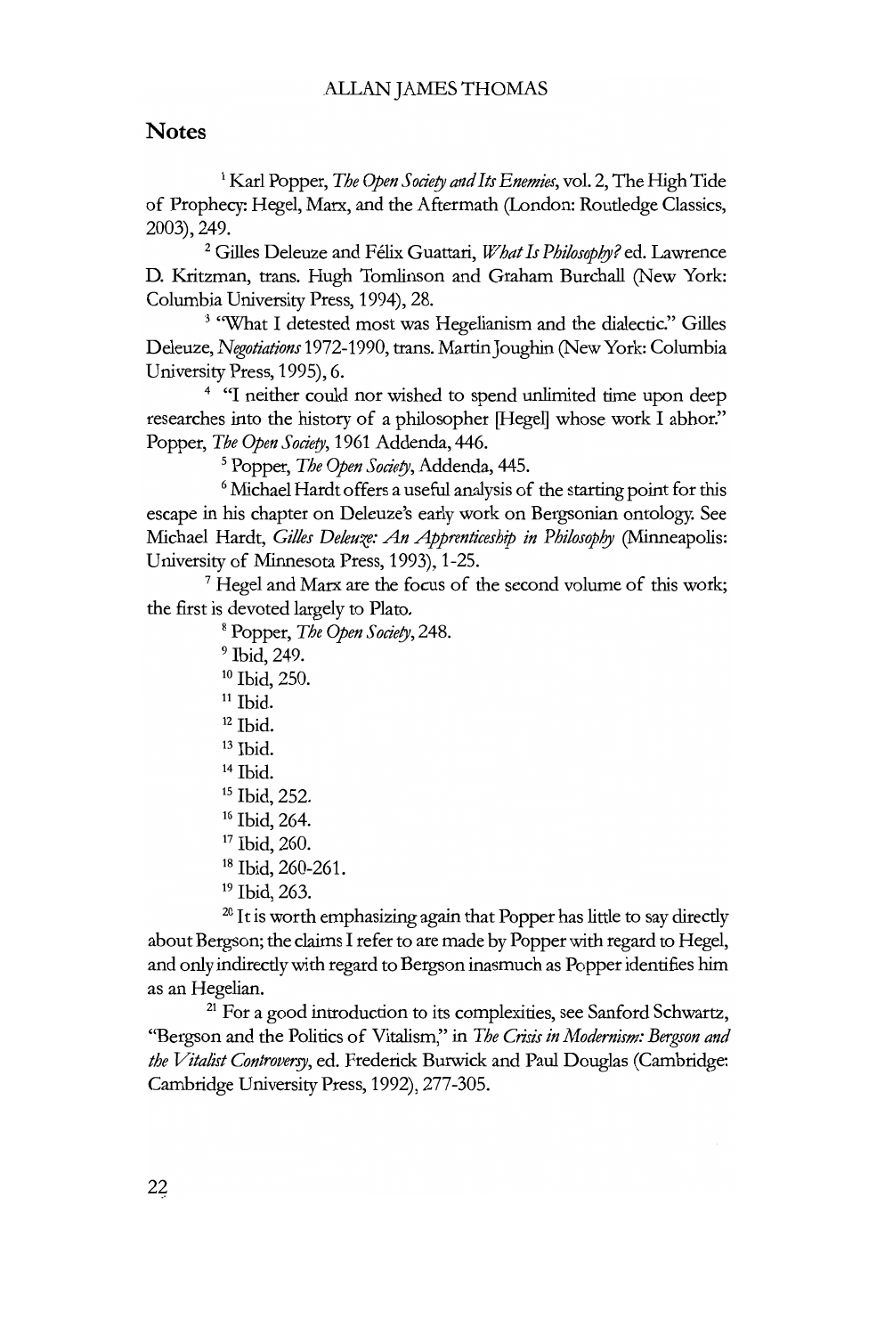## Notes

[1] Karl Popper, *The Open Society and Its Enemies*, vol. 2, The High Tide of Prophecy: Hegel, Marx, and the Aftermath (London: Routledge Classics, 2003), 249.

[2] Gilles Deleuze and Félix Guattari, *What Is Philosophy?* ed. Lawrence D. Kritzman, trans. Hugh Tomlinson and Graham Burchall (New York: Columbia University Press, 1994), 28.

[3] "What I detested most was Hegelianism and the dialectic." Gilles Deleuze, *Negotiations* 1972-1990, trans. Martin Joughin (New York: Columbia University Press, 1995), 6.

[4] "I neither could nor wished to spend unlimited time upon deep researches into the history of a philosopher [Hegel] whose work I abhor." Popper, *The Open Society*, 1961 Addenda, 446.

[5] Popper, *The Open Society*, Addenda, 445.

[6] Michael Hardt offers a useful analysis of the starting point for this escape in his chapter on Deleuze's early work on Bergsonian ontology. See Michael Hardt, *Gilles Deleuze: An Apprenticeship in Philosophy* (Minneapolis: University of Minnesota Press, 1993), 1-25.

[7] Hegel and Marx are the focus of the second volume of this work; the first is devoted largely to Plato.

[8] Popper, *The Open Society*, 248.

[9] Ibid, 249.

[10] Ibid, 250.

[11] Ibid.

[12] Ibid.

[13] Ibid.

[14] Ibid.

[15] Ibid, 252.

[16] Ibid, 264.

[17] Ibid, 260.

[18] Ibid, 260-261.

[19] Ibid, 263.

[20] It is worth emphasizing again that Popper has little to say directly about Bergson; the claims I refer to are made by Popper with regard to Hegel, and only indirectly with regard to Bergson inasmuch as Popper identifies him as an Hegelian.

[21] For a good introduction to its complexities, see Sanford Schwartz, "Bergson and the Politics of Vitalism," in *The Crisis in Modernism: Bergson and the Vitalist Controversy*, ed. Frederick Burwick and Paul Douglas (Cambridge: Cambridge University Press, 1992), 277-305.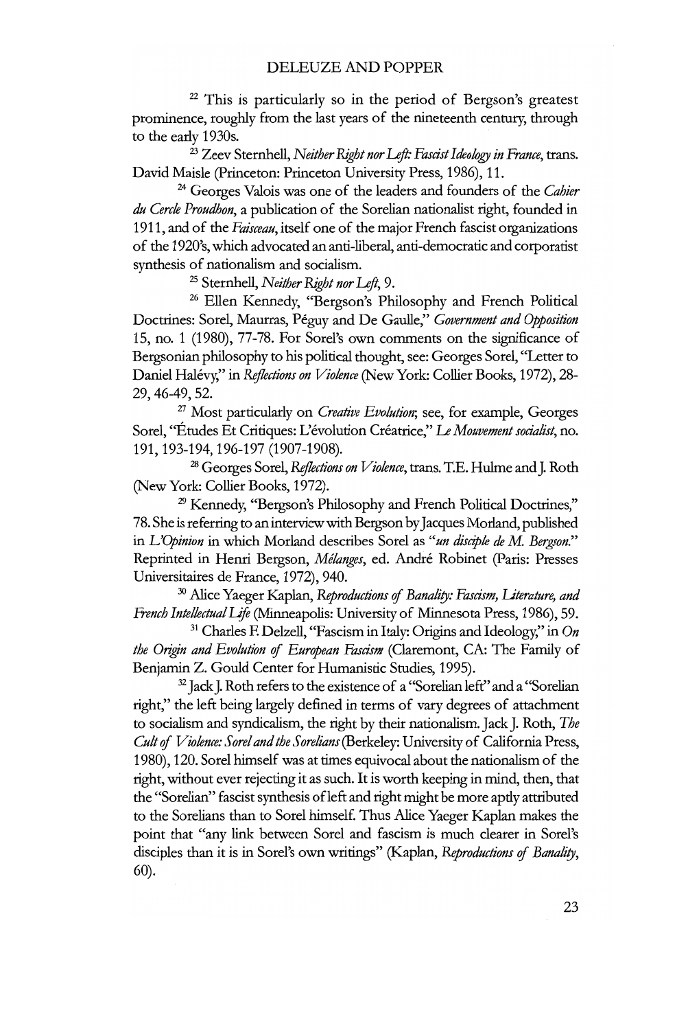[22] This is particularly so in the period of Bergson's greatest prominence, roughly from the last years of the nineteenth century, through to the early 1930s.

[23] Zeev Sternhell, *Neither Right nor Left: Fascist Ideology in France*, trans. David Maisle (Princeton: Princeton University Press, 1986), 11.

[24] Georges Valois was one of the leaders and founders of the *Cahier du Cercle Proudhon*, a publication of the Sorelian nationalist right, founded in 1911, and of the *Faisceau*, itself one of the major French fascist organizations of the 1920's, which advocated an anti-liberal, anti-democratic and corporatist synthesis of nationalism and socialism.

[25] Sternhell, *Neither Right nor Left*, 9.

[26] Ellen Kennedy, "Bergson's Philosophy and French Political Doctrines: Sorel, Maurras, Péguy and De Gaulle," *Government and Opposition* 15, no. 1 (1980), 77-78. For Sorel's own comments on the significance of Bergsonian philosophy to his political thought, see: Georges Sorel, "Letter to Daniel Halévy," in *Reflections on Violence* (New York: Collier Books, 1972), 28-29, 46-49, 52.

[27] Most particularly on *Creative Evolution*; see, for example, Georges Sorel, "Études Et Critiques: L'évolution Créatrice," *Le Mouvement socialist*, no. 191, 193-194, 196-197 (1907-1908).

[28] Georges Sorel, *Reflections on Violence*, trans. T.E. Hulme and J. Roth (New York: Collier Books, 1972).

[29] Kennedy, "Bergson's Philosophy and French Political Doctrines," 78. She is referring to an interview with Bergson by Jacques Morland, published in *L'Opinion* in which Morland describes Sorel as "*un disciple de M. Bergson*." Reprinted in Henri Bergson, *Mélanges*, ed. André Robinet (Paris: Presses Universitaires de France, 1972), 940.

[30] Alice Yaeger Kaplan, *Reproductions of Banality: Fascism, Literature, and French Intellectual Life* (Minneapolis: University of Minnesota Press, 1986), 59.

[31] Charles F. Delzell, "Fascism in Italy: Origins and Ideology," in *On the Origin and Evolution of European Fascism* (Claremont, CA: The Family of Benjamin Z. Gould Center for Humanistic Studies, 1995).

[32] Jack J. Roth refers to the existence of a "Sorelian left" and a "Sorelian right," the left being largely defined in terms of vary degrees of attachment to socialism and syndicalism, the right by their nationalism. Jack J. Roth, *The Cult of Violence: Sorel and the Sorelians* (Berkeley: University of California Press, 1980), 120. Sorel himself was at times equivocal about the nationalism of the right, without ever rejecting it as such. It is worth keeping in mind, then, that the "Sorelian" fascist synthesis of left and right might be more aptly attributed to the Sorelians than to Sorel himself. Thus Alice Yaeger Kaplan makes the point that "any link between Sorel and fascism is much clearer in Sorel's disciples than it is in Sorel's own writings" (Kaplan, *Reproductions of Banality*, 60).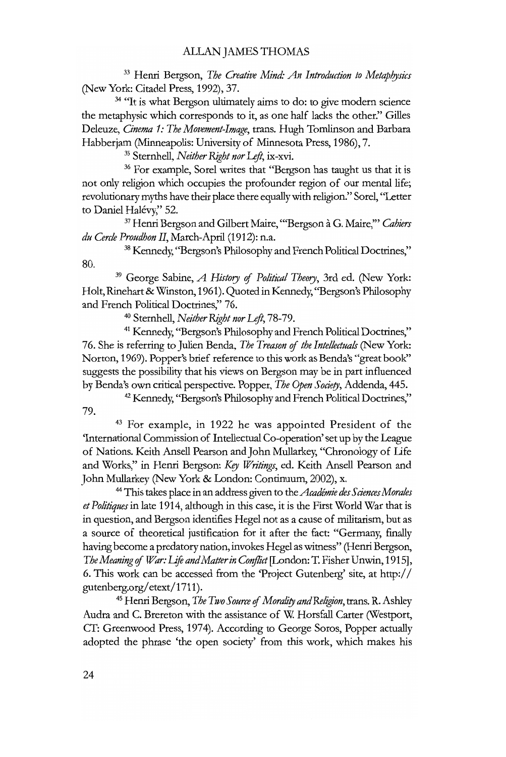[33] Henri Bergson, *The Creative Mind: An Introduction to Metaphysics* (New York: Citadel Press, 1992), 37.

[34] "It is what Bergson ultimately aims to do: to give modern science the metaphysic which corresponds to it, as one half lacks the other." Gilles Deleuze, *Cinema 1: The Movement-Image*, trans. Hugh Tomlinson and Barbara Habberjam (Minneapolis: University of Minnesota Press, 1986), 7.

[35] Sternhell, *Neither Right nor Left*, ix-xvi.

[36] For example, Sorel writes that "Bergson has taught us that it is not only religion which occupies the profounder region of our mental life; revolutionary myths have their place there equally with religion." Sorel, "Letter to Daniel Halévy," 52.

[37] Henri Bergson and Gilbert Maire, "'Bergson à G. Maire,'" *Cahiers du Cercle Proudhon II*, March-April (1912): n.a.

[38] Kennedy, "Bergson's Philosophy and French Political Doctrines," 80.

[39] George Sabine, *A History of Political Theory*, 3rd ed. (New York: Holt, Rinehart & Winston, 1961). Quoted in Kennedy, "Bergson's Philosophy and French Political Doctrines," 76.

[40] Sternhell, *Neither Right nor Left*, 78-79.

[41] Kennedy, "Bergson's Philosophy and French Political Doctrines," 76. She is referring to Julien Benda, *The Treason of the Intellectuals* (New York: Norton, 1969). Popper's brief reference to this work as Benda's "great book" suggests the possibility that his views on Bergson may be in part influenced by Benda's own critical perspective. Popper, *The Open Society*, Addenda, 445.

[42] Kennedy, "Bergson's Philosophy and French Political Doctrines," 79.

[43] For example, in 1922 he was appointed President of the 'International Commission of Intellectual Co-operation' set up by the League of Nations. Keith Ansell Pearson and John Mullarkey, "Chronology of Life and Works," in Henri Bergson: *Key Writings*, ed. Keith Ansell Pearson and John Mullarkey (New York & London: Continuum, 2002), x.

[44] This takes place in an address given to the *Académie des Sciences Morales et Politiques* in late 1914, although in this case, it is the First World War that is in question, and Bergson identifies Hegel not as a cause of militarism, but as a source of theoretical justification for it after the fact: "Germany, finally having become a predatory nation, invokes Hegel as witness" (Henri Bergson, *The Meaning of War: Life and Matter in Conflict* [London: T. Fisher Unwin, 1915], 6. This work can be accessed from the 'Project Gutenberg' site, at http://gutenberg.org/etext/1711).

[45] Henri Bergson, *The Two Source of Morality and Religion*, trans. R. Ashley Audra and C. Brereton with the assistance of W. Horsfall Carter (Westport, CT: Greenwood Press, 1974). According to George Soros, Popper actually adopted the phrase 'the open society' from this work, which makes his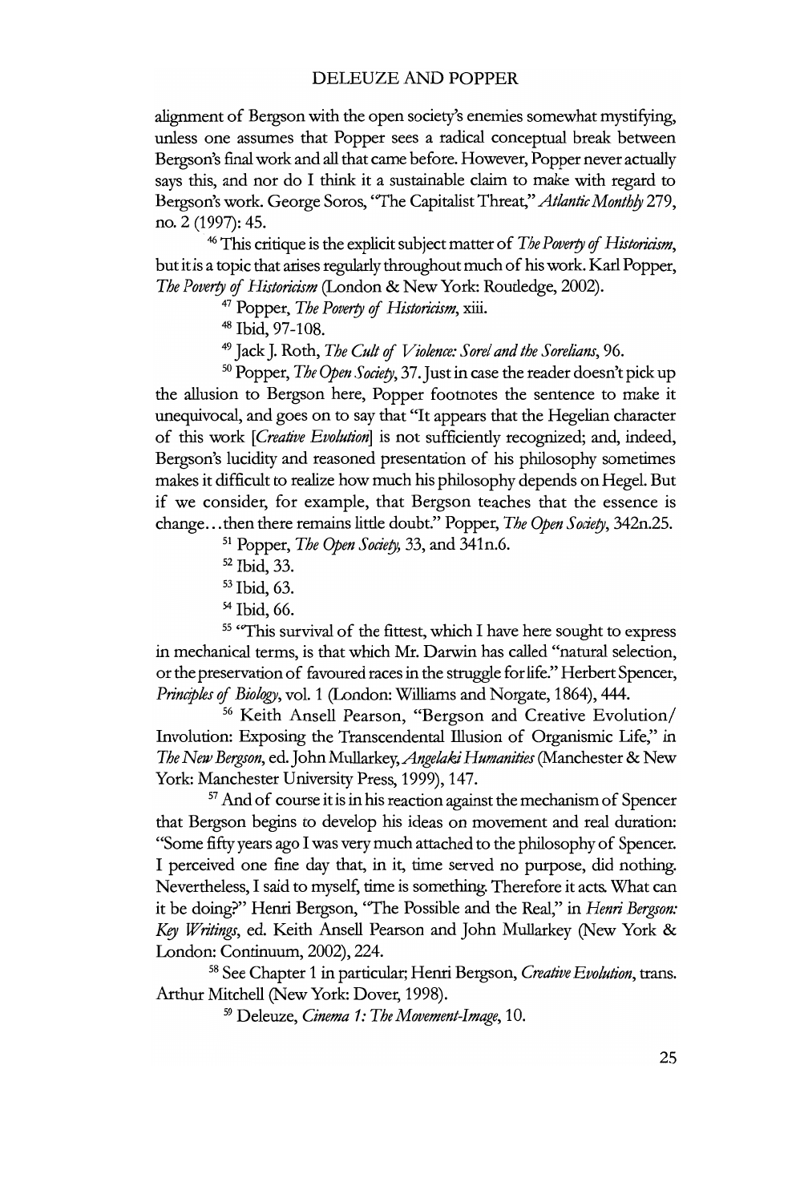alignment of Bergson with the open society's enemies somewhat mystifying, unless one assumes that Popper sees a radical conceptual break between Bergson's final work and all that came before. However, Popper never actually says this, and nor do I think it a sustainable claim to make with regard to Bergson's work. George Soros, "The Capitalist Threat," *Atlantic Monthly* 279, no. 2 (1997): 45.

[46] This critique is the explicit subject matter of *The Poverty of Historicism*, but it is a topic that arises regularly throughout much of his work. Karl Popper, *The Poverty of Historicism* (London & New York: Routledge, 2002).

[47] Popper, *The Poverty of Historicism*, xiii.

[48] Ibid, 97-108.

[49] Jack J. Roth, *The Cult of Violence: Sorel and the Sorelians*, 96.

[50] Popper, *The Open Society*, 37. Just in case the reader doesn't pick up the allusion to Bergson here, Popper footnotes the sentence to make it unequivocal, and goes on to say that "It appears that the Hegelian character of this work [*Creative Evolution*] is not sufficiently recognized; and, indeed, Bergson's lucidity and reasoned presentation of his philosophy sometimes makes it difficult to realize how much his philosophy depends on Hegel. But if we consider, for example, that Bergson teaches that the essence is change…then there remains little doubt." Popper, *The Open Society*, 342n.25.

[51] Popper, *The Open Society*, 33, and 341n.6.

[52] Ibid, 33.

[53] Ibid, 63.

[54] Ibid, 66.

[55] "This survival of the fittest, which I have here sought to express in mechanical terms, is that which Mr. Darwin has called "natural selection, or the preservation of favoured races in the struggle for life." Herbert Spencer, *Principles of Biology*, vol. 1 (London: Williams and Norgate, 1864), 444.

[56] Keith Ansell Pearson, "Bergson and Creative Evolution/ Involution: Exposing the Transcendental Illusion of Organismic Life," in *The New Bergson*, ed. John Mullarkey, *Angelaki Humanities* (Manchester & New York: Manchester University Press, 1999), 147.

[57] And of course it is in his reaction against the mechanism of Spencer that Bergson begins to develop his ideas on movement and real duration: "Some fifty years ago I was very much attached to the philosophy of Spencer. I perceived one fine day that, in it, time served no purpose, did nothing. Nevertheless, I said to myself, time is something. Therefore it acts. What can it be doing?" Henri Bergson, "The Possible and the Real," in *Henri Bergson: Key Writings*, ed. Keith Ansell Pearson and John Mullarkey (New York & London: Continuum, 2002), 224.

[58] See Chapter 1 in particular; Henri Bergson, *Creative Evolution*, trans. Arthur Mitchell (New York: Dover, 1998).

[59] Deleuze, *Cinema 1: The Movement-Image*, 10.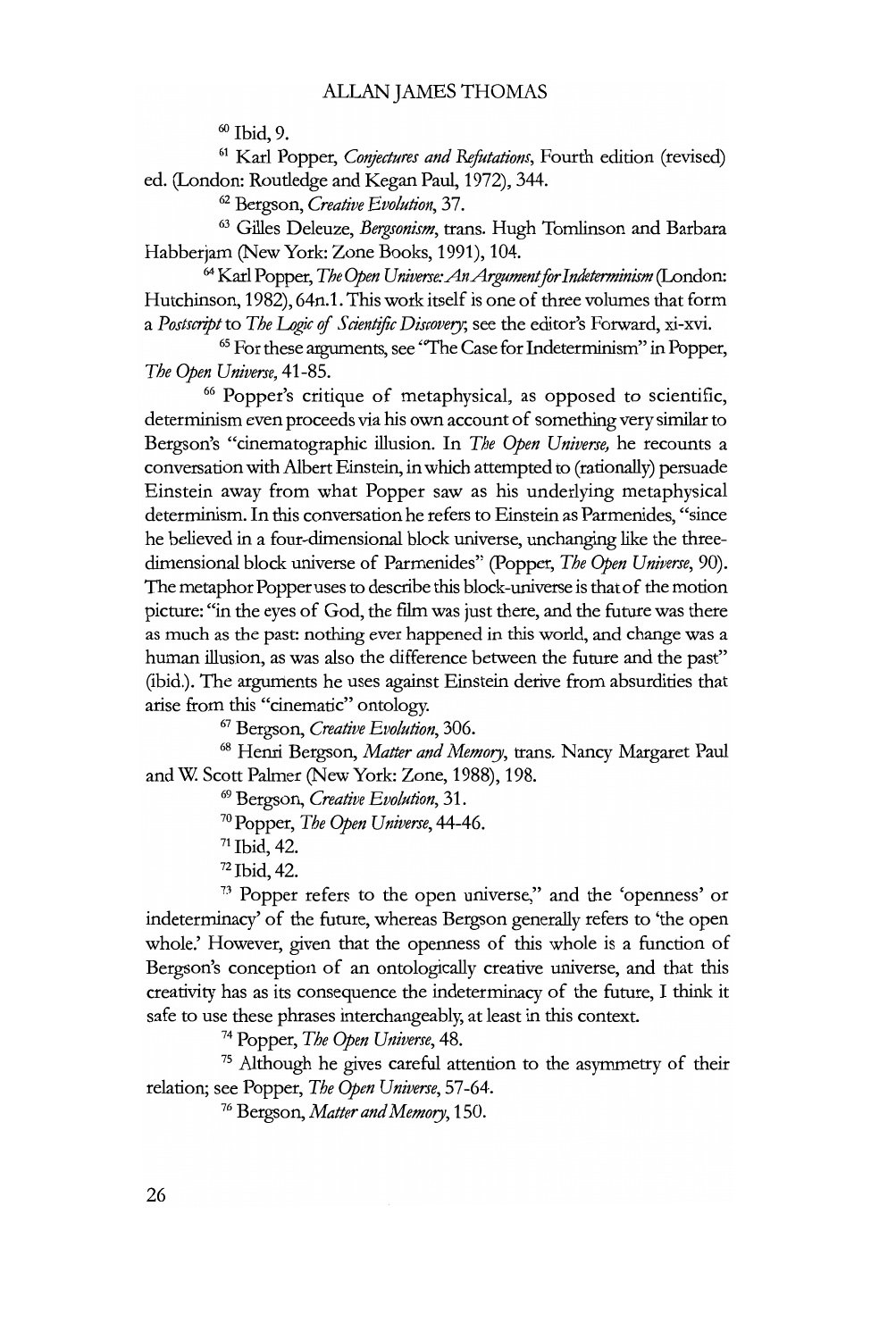[60] Ibid, 9.

[61] Karl Popper, *Conjectures and Refutations*, Fourth edition (revised) ed. (London: Routledge and Kegan Paul, 1972), 344.

[62] Bergson, *Creative Evolution*, 37.

[63] Gilles Deleuze, *Bergsonism*, trans. Hugh Tomlinson and Barbara Habberjam (New York: Zone Books, 1991), 104.

[64] Karl Popper, *The Open Universe: An Argument for Indeterminism* (London: Hutchinson, 1982), 64n.1. This work itself is one of three volumes that form a *Postscript* to *The Logic of Scientific Discovery*; see the editor's Forward, xi-xvi.

[65] For these arguments, see "The Case for Indeterminism" in Popper, *The Open Universe*, 41-85.

[66] Popper's critique of metaphysical, as opposed to scientific, determinism even proceeds via his own account of something very similar to Bergson's "cinematographic illusion. In *The Open Universe*, he recounts a conversation with Albert Einstein, in which attempted to (rationally) persuade Einstein away from what Popper saw as his underlying metaphysical determinism. In this conversation he refers to Einstein as Parmenides, "since he believed in a four-dimensional block universe, unchanging like the three-dimensional block universe of Parmenides" (Popper, *The Open Universe*, 90). The metaphor Popper uses to describe this block-universe is that of the motion picture: "in the eyes of God, the film was just there, and the future was there as much as the past: nothing ever happened in this world, and change was a human illusion, as was also the difference between the future and the past" (ibid.). The arguments he uses against Einstein derive from absurdities that arise from this "cinematic" ontology.

[67] Bergson, *Creative Evolution*, 306.

[68] Henri Bergson, *Matter and Memory*, trans. Nancy Margaret Paul and W. Scott Palmer (New York: Zone, 1988), 198.

[69] Bergson, *Creative Evolution*, 31.

[70] Popper, *The Open Universe*, 44-46.

[71] Ibid, 42.

[72] Ibid, 42.

[73] Popper refers to the open universe," and the 'openness' or indeterminacy' of the future, whereas Bergson generally refers to 'the open whole.' However, given that the openness of this whole is a function of Bergson's conception of an ontologically creative universe, and that this creativity has as its consequence the indeterminacy of the future, I think it safe to use these phrases interchangeably, at least in this context.

[74] Popper, *The Open Universe*, 48.

[75] Although he gives careful attention to the asymmetry of their relation; see Popper, *The Open Universe*, 57-64.

[76] Bergson, *Matter and Memory*, 150.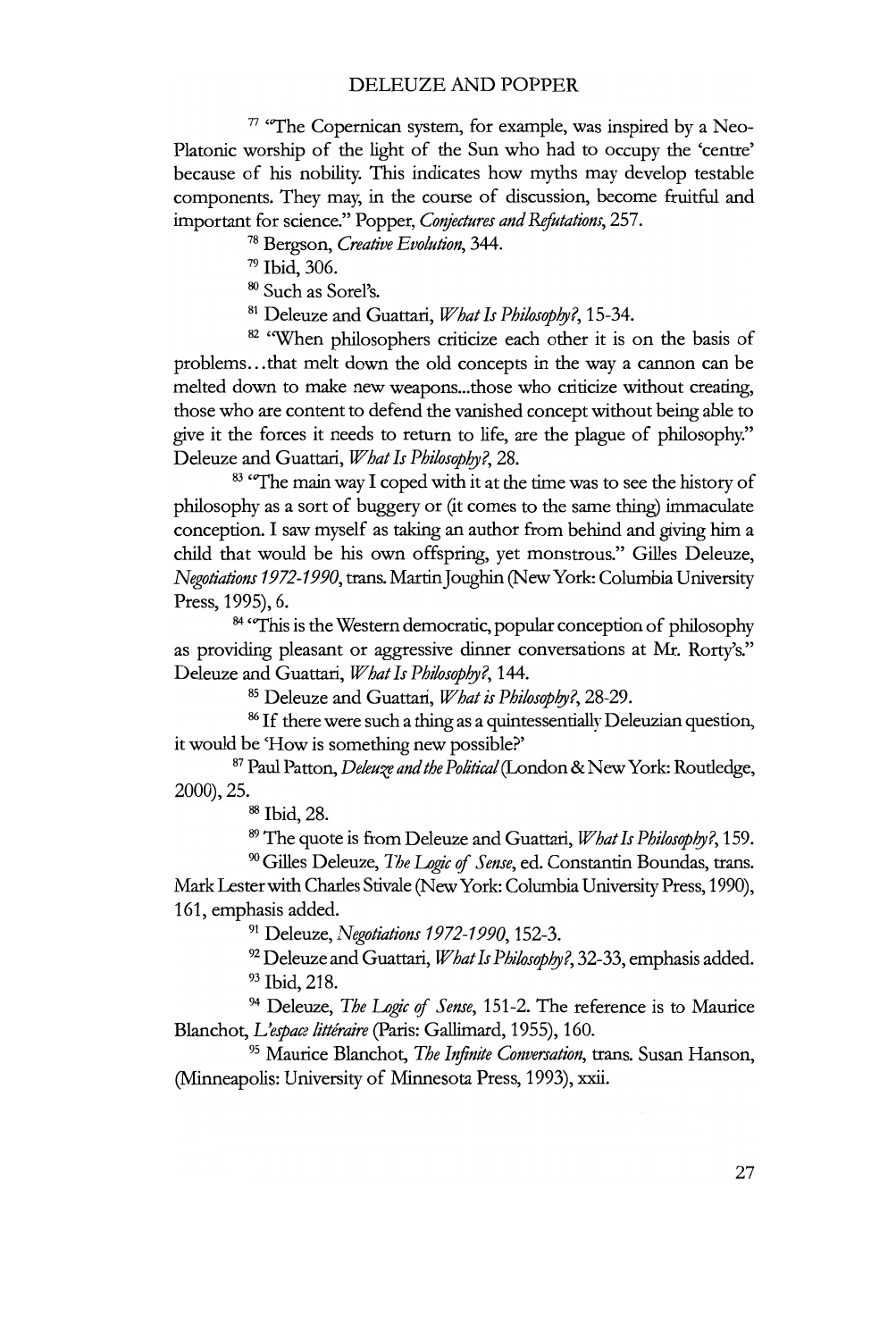[77] "The Copernican system, for example, was inspired by a Neo-Platonic worship of the light of the Sun who had to occupy the 'centre' because of his nobility. This indicates how myths may develop testable components. They may, in the course of discussion, become fruitful and important for science." Popper, *Conjectures and Refutations*, 257.

[78] Bergson, *Creative Evolution*, 344.

[79] Ibid, 306.

[80] Such as Sorel's.

[81] Deleuze and Guattari, *What Is Philosophy?*, 15-34.

[82] "When philosophers criticize each other it is on the basis of problems…that melt down the old concepts in the way a cannon can be melted down to make new weapons...those who criticize without creating, those who are content to defend the vanished concept without being able to give it the forces it needs to return to life, are the plague of philosophy." Deleuze and Guattari, *What Is Philosophy?*, 28.

[83] "The main way I coped with it at the time was to see the history of philosophy as a sort of buggery or (it comes to the same thing) immaculate conception. I saw myself as taking an author from behind and giving him a child that would be his own offspring, yet monstrous." Gilles Deleuze, *Negotiations 1972-1990*, trans. Martin Joughin (New York: Columbia University Press, 1995), 6.

[84] "This is the Western democratic, popular conception of philosophy as providing pleasant or aggressive dinner conversations at Mr. Rorty's." Deleuze and Guattari, *What Is Philosophy?*, 144.

[85] Deleuze and Guattari, *What is Philosophy?*, 28-29.

[86] If there were such a thing as a quintessentially Deleuzian question, it would be 'How is something new possible?'

[87] Paul Patton, *Deleuze and the Political* (London & New York: Routledge, 2000), 25.

[88] Ibid, 28.

[89] The quote is from Deleuze and Guattari, *What Is Philosophy?*, 159.

[90] Gilles Deleuze, *The Logic of Sense*, ed. Constantin Boundas, trans. Mark Lester with Charles Stivale (New York: Columbia University Press, 1990), 161, emphasis added.

[91] Deleuze, *Negotiations 1972-1990*, 152-3.

[92] Deleuze and Guattari, *What Is Philosophy?*, 32-33, emphasis added.

[93] Ibid, 218.

[94] Deleuze, *The Logic of Sense*, 151-2. The reference is to Maurice Blanchot, *L'espace littéraire* (Paris: Gallimard, 1955), 160.

[95] Maurice Blanchot, *The Infinite Conversation*, trans. Susan Hanson, (Minneapolis: University of Minnesota Press, 1993), xxii.